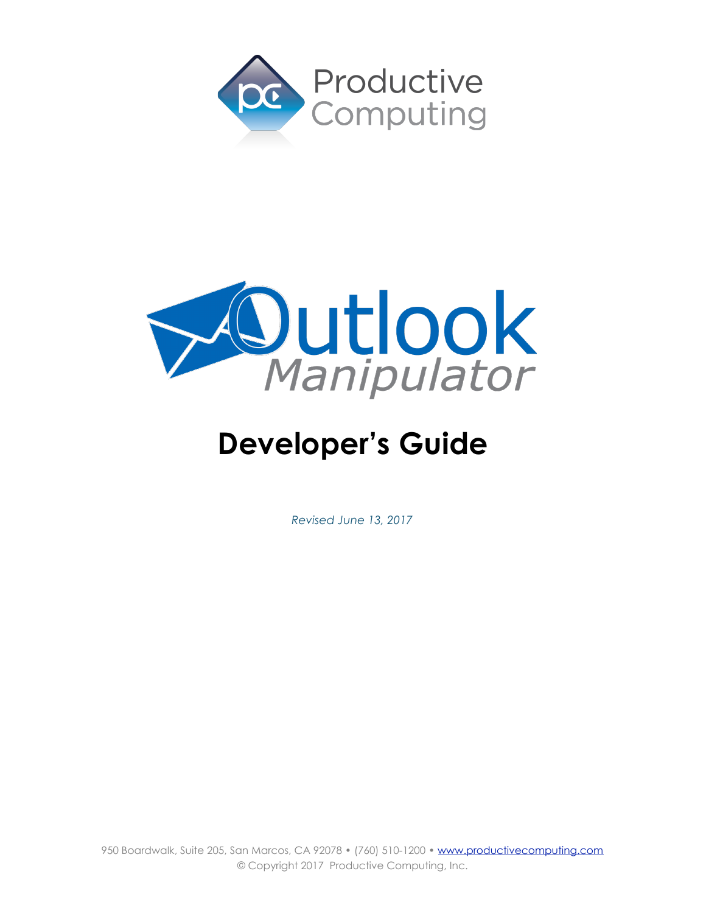Productive Computing

Outlook Manipulator

# Developer's Guide

*Revised June 13, 2017*

950 Boardwalk, Suite 205, San Marcos, CA 92078 • (760) 510-1200 • www.productivecomputing.com
© Copyright 2017 Productive Computing, Inc.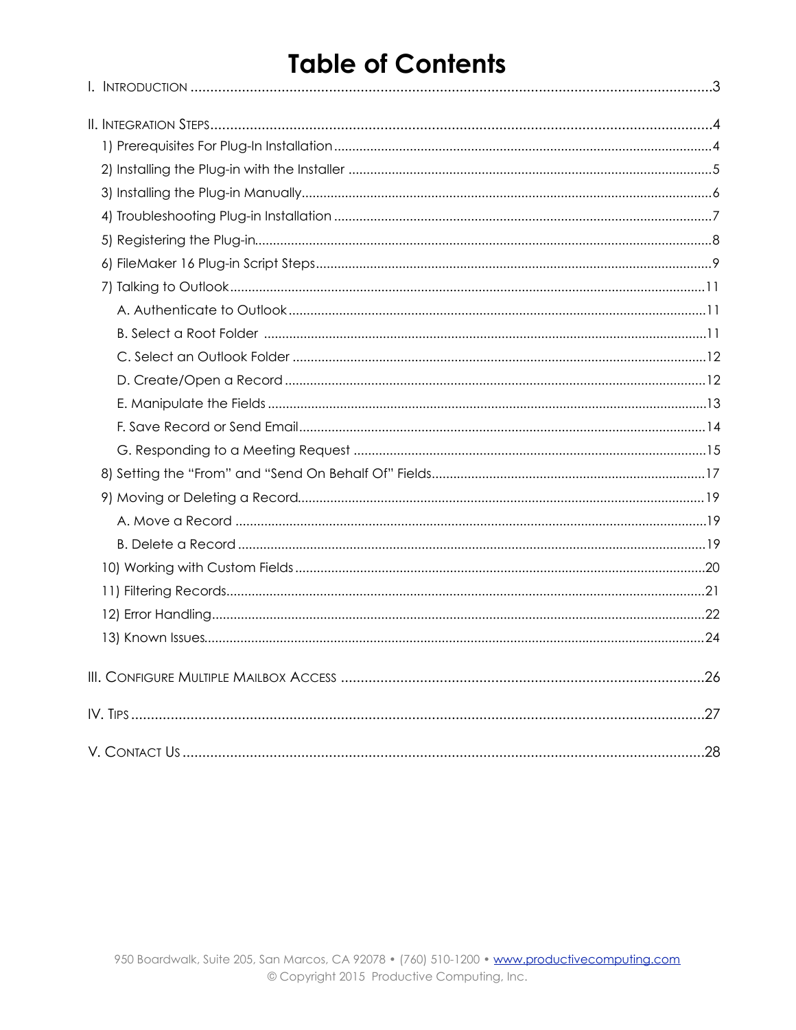# Table of Contents

I. Introduction ..... 3

II. Integration Steps ..... 4

- 1) Prerequisites For Plug-In Installation ..... 4
- 2) Installing the Plug-in with the Installer ..... 5
- 3) Installing the Plug-in Manually ..... 6
- 4) Troubleshooting Plug-in Installation ..... 7
- 5) Registering the Plug-in ..... 8
- 6) FileMaker 16 Plug-in Script Steps ..... 9
- 7) Talking to Outlook ..... 11
  - A. Authenticate to Outlook ..... 11
  - B. Select a Root Folder ..... 11
  - C. Select an Outlook Folder ..... 12
  - D. Create/Open a Record ..... 12
  - E. Manipulate the Fields ..... 13
  - F. Save Record or Send Email ..... 14
  - G. Responding to a Meeting Request ..... 15
- 8) Setting the "From" and "Send On Behalf Of" Fields ..... 17
- 9) Moving or Deleting a Record ..... 19
  - A. Move a Record ..... 19
  - B. Delete a Record ..... 19
- 10) Working with Custom Fields ..... 20
- 11) Filtering Records ..... 21
- 12) Error Handling ..... 22
- 13) Known Issues ..... 24

III. Configure Multiple Mailbox Access ..... 26

IV. Tips ..... 27

V. Contact Us ..... 28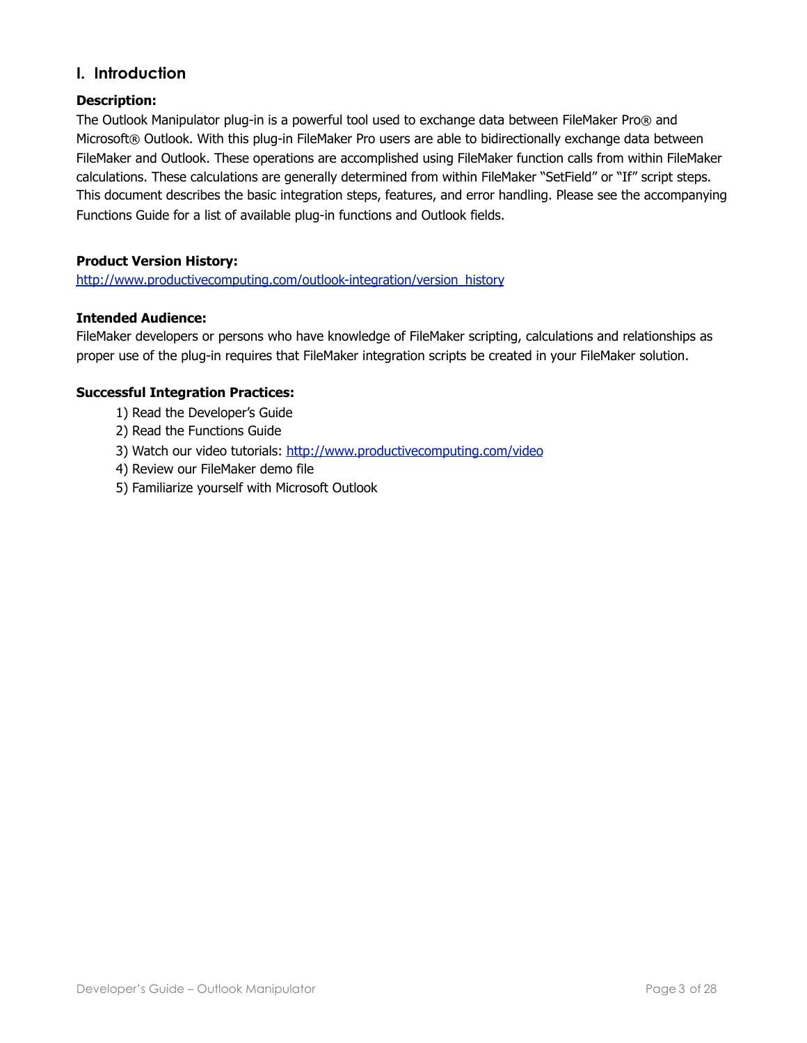## I. Introduction

**Description:**

The Outlook Manipulator plug-in is a powerful tool used to exchange data between FileMaker Pro® and Microsoft® Outlook. With this plug-in FileMaker Pro users are able to bidirectionally exchange data between FileMaker and Outlook. These operations are accomplished using FileMaker function calls from within FileMaker calculations. These calculations are generally determined from within FileMaker "SetField" or "If" script steps. This document describes the basic integration steps, features, and error handling. Please see the accompanying Functions Guide for a list of available plug-in functions and Outlook fields.

**Product Version History:**

[http://www.productivecomputing.com/outlook-integration/version_history](http://www.productivecomputing.com/outlook-integration/version_history)

**Intended Audience:**

FileMaker developers or persons who have knowledge of FileMaker scripting, calculations and relationships as proper use of the plug-in requires that FileMaker integration scripts be created in your FileMaker solution.

**Successful Integration Practices:**

1) Read the Developer's Guide
2) Read the Functions Guide
3) Watch our video tutorials: [http://www.productivecomputing.com/video](http://www.productivecomputing.com/video)
4) Review our FileMaker demo file
5) Familiarize yourself with Microsoft Outlook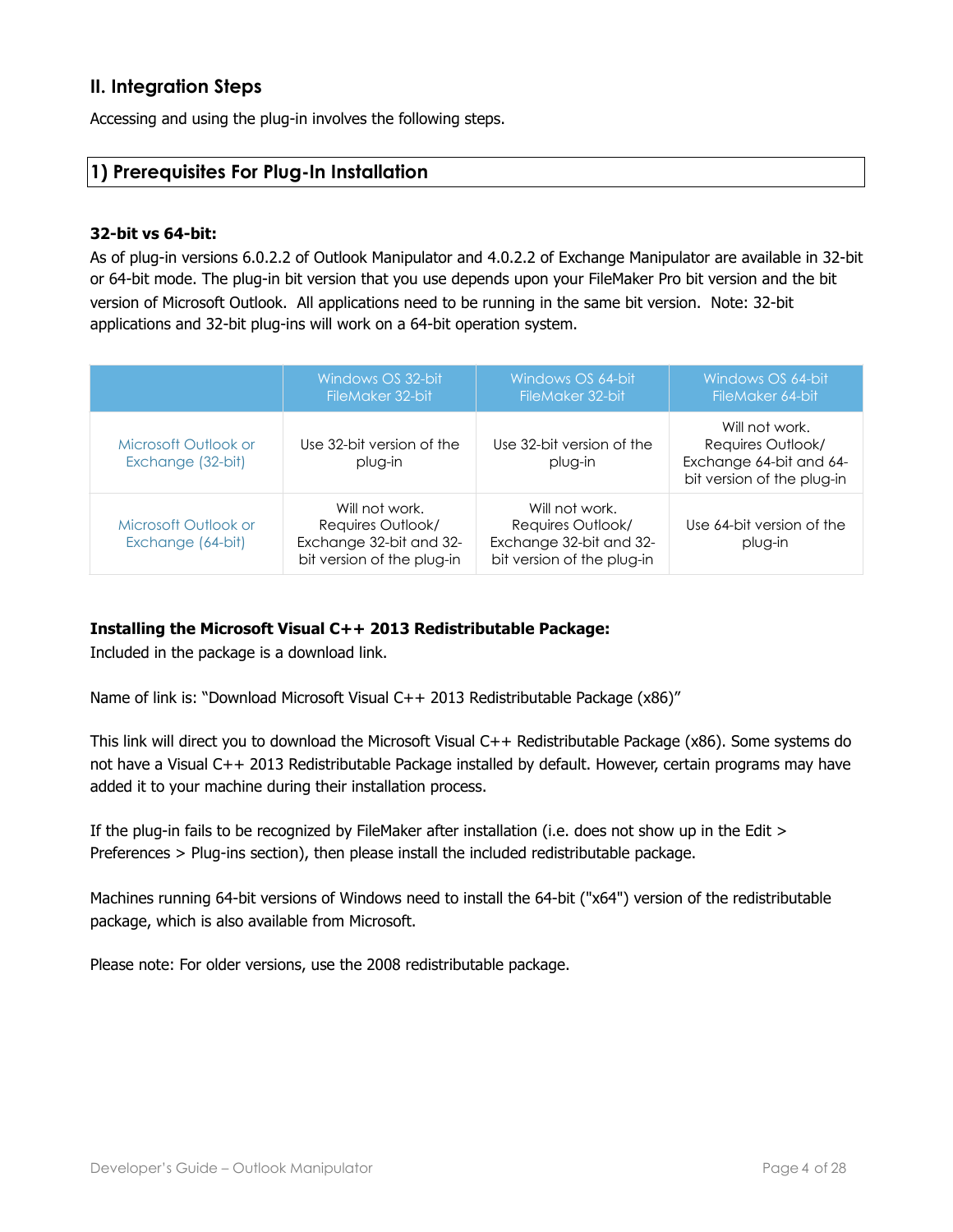## II. Integration Steps

Accessing and using the plug-in involves the following steps.

### 1) Prerequisites For Plug-In Installation

**32-bit vs 64-bit:**

As of plug-in versions 6.0.2.2 of Outlook Manipulator and 4.0.2.2 of Exchange Manipulator are available in 32-bit or 64-bit mode. The plug-in bit version that you use depends upon your FileMaker Pro bit version and the bit version of Microsoft Outlook. All applications need to be running in the same bit version. Note: 32-bit applications and 32-bit plug-ins will work on a 64-bit operation system.

| | Windows OS 32-bit FileMaker 32-bit | Windows OS 64-bit FileMaker 32-bit | Windows OS 64-bit FileMaker 64-bit |
|---|---|---|---|
| Microsoft Outlook or Exchange (32-bit) | Use 32-bit version of the plug-in | Use 32-bit version of the plug-in | Will not work. Requires Outlook/ Exchange 64-bit and 64-bit version of the plug-in |
| Microsoft Outlook or Exchange (64-bit) | Will not work. Requires Outlook/ Exchange 32-bit and 32-bit version of the plug-in | Will not work. Requires Outlook/ Exchange 32-bit and 32-bit version of the plug-in | Use 64-bit version of the plug-in |

**Installing the Microsoft Visual C++ 2013 Redistributable Package:**

Included in the package is a download link.

Name of link is: "Download Microsoft Visual C++ 2013 Redistributable Package (x86)"

This link will direct you to download the Microsoft Visual C++ Redistributable Package (x86). Some systems do not have a Visual C++ 2013 Redistributable Package installed by default. However, certain programs may have added it to your machine during their installation process.

If the plug-in fails to be recognized by FileMaker after installation (i.e. does not show up in the Edit > Preferences > Plug-ins section), then please install the included redistributable package.

Machines running 64-bit versions of Windows need to install the 64-bit ("x64") version of the redistributable package, which is also available from Microsoft.

Please note: For older versions, use the 2008 redistributable package.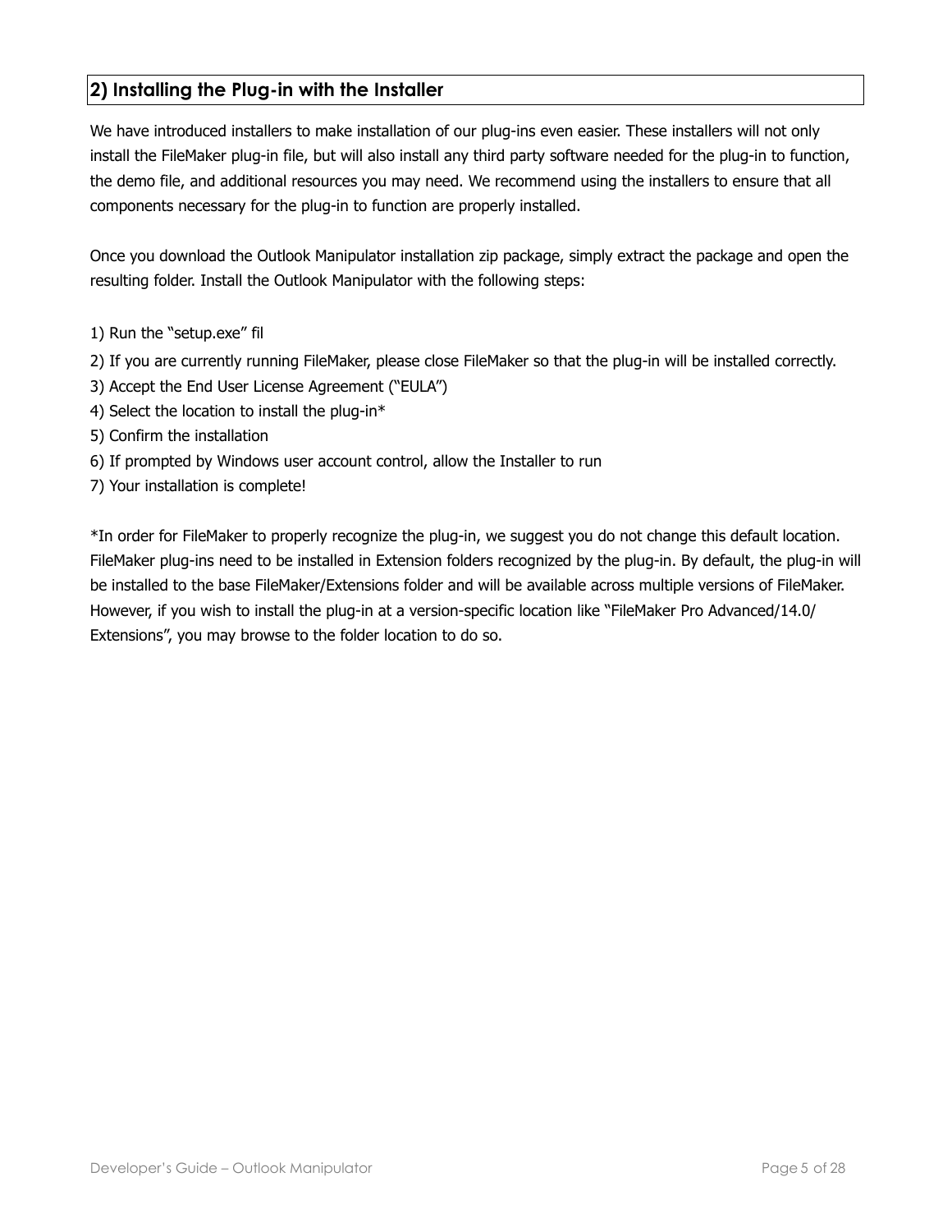## 2) Installing the Plug-in with the Installer

We have introduced installers to make installation of our plug-ins even easier. These installers will not only install the FileMaker plug-in file, but will also install any third party software needed for the plug-in to function, the demo file, and additional resources you may need. We recommend using the installers to ensure that all components necessary for the plug-in to function are properly installed.

Once you download the Outlook Manipulator installation zip package, simply extract the package and open the resulting folder. Install the Outlook Manipulator with the following steps:

1) Run the "setup.exe" fil
2) If you are currently running FileMaker, please close FileMaker so that the plug-in will be installed correctly.
3) Accept the End User License Agreement ("EULA")
4) Select the location to install the plug-in*
5) Confirm the installation
6) If prompted by Windows user account control, allow the Installer to run
7) Your installation is complete!

*In order for FileMaker to properly recognize the plug-in, we suggest you do not change this default location. FileMaker plug-ins need to be installed in Extension folders recognized by the plug-in. By default, the plug-in will be installed to the base FileMaker/Extensions folder and will be available across multiple versions of FileMaker. However, if you wish to install the plug-in at a version-specific location like "FileMaker Pro Advanced/14.0/Extensions", you may browse to the folder location to do so.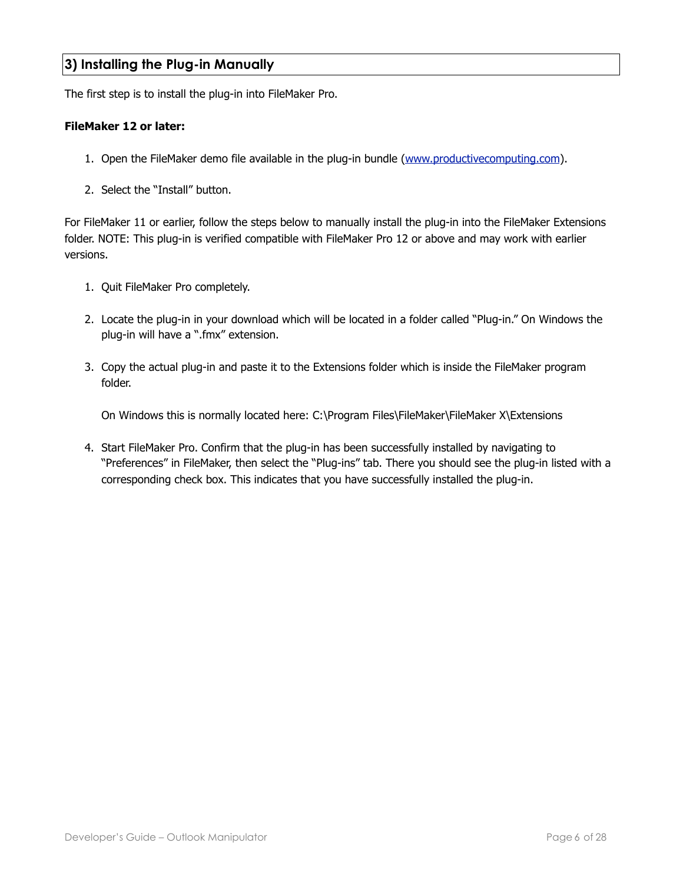## 3) Installing the Plug-in Manually

The first step is to install the plug-in into FileMaker Pro.

**FileMaker 12 or later:**

1. Open the FileMaker demo file available in the plug-in bundle ([www.productivecomputing.com](www.productivecomputing.com)).

2. Select the "Install" button.

For FileMaker 11 or earlier, follow the steps below to manually install the plug-in into the FileMaker Extensions folder. NOTE: This plug-in is verified compatible with FileMaker Pro 12 or above and may work with earlier versions.

1. Quit FileMaker Pro completely.

2. Locate the plug-in in your download which will be located in a folder called "Plug-in." On Windows the plug-in will have a ".fmx" extension.

3. Copy the actual plug-in and paste it to the Extensions folder which is inside the FileMaker program folder.

   On Windows this is normally located here: C:\Program Files\FileMaker\FileMaker X\Extensions

4. Start FileMaker Pro. Confirm that the plug-in has been successfully installed by navigating to "Preferences" in FileMaker, then select the "Plug-ins" tab. There you should see the plug-in listed with a corresponding check box. This indicates that you have successfully installed the plug-in.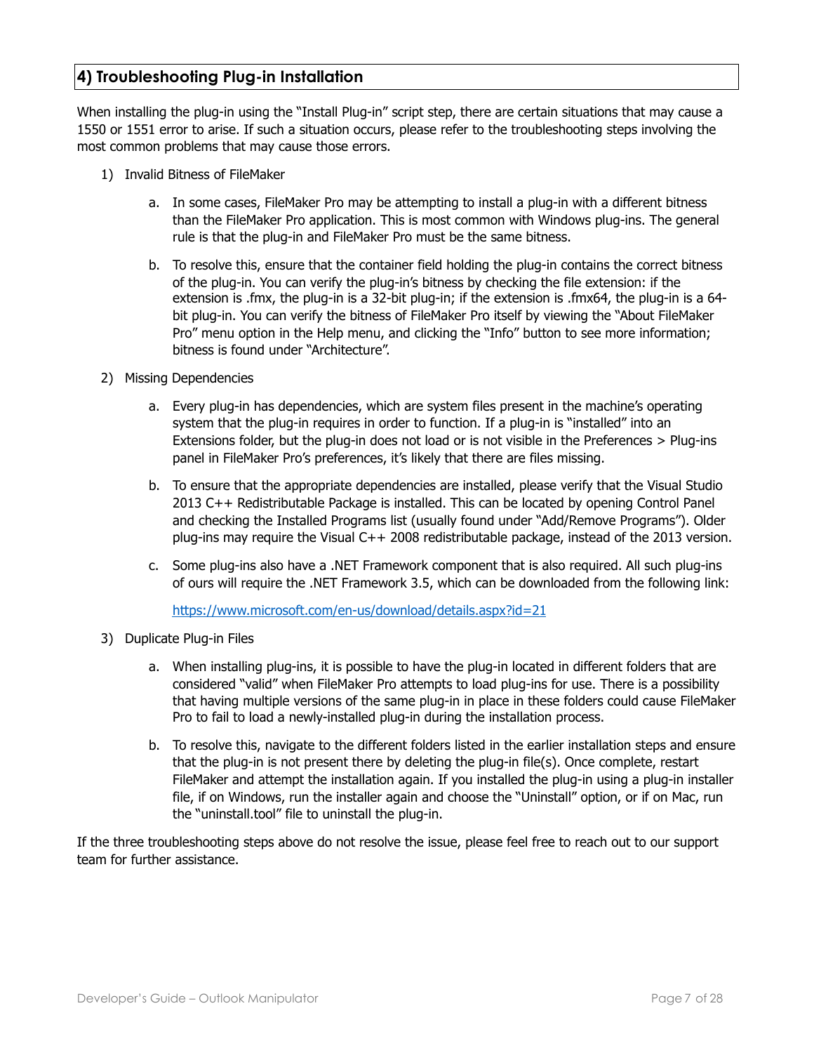## 4) Troubleshooting Plug-in Installation

When installing the plug-in using the "Install Plug-in" script step, there are certain situations that may cause a 1550 or 1551 error to arise. If such a situation occurs, please refer to the troubleshooting steps involving the most common problems that may cause those errors.

1) Invalid Bitness of FileMaker

   a. In some cases, FileMaker Pro may be attempting to install a plug-in with a different bitness than the FileMaker Pro application. This is most common with Windows plug-ins. The general rule is that the plug-in and FileMaker Pro must be the same bitness.

   b. To resolve this, ensure that the container field holding the plug-in contains the correct bitness of the plug-in. You can verify the plug-in's bitness by checking the file extension: if the extension is .fmx, the plug-in is a 32-bit plug-in; if the extension is .fmx64, the plug-in is a 64-bit plug-in. You can verify the bitness of FileMaker Pro itself by viewing the "About FileMaker Pro" menu option in the Help menu, and clicking the "Info" button to see more information; bitness is found under "Architecture".

2) Missing Dependencies

   a. Every plug-in has dependencies, which are system files present in the machine's operating system that the plug-in requires in order to function. If a plug-in is "installed" into an Extensions folder, but the plug-in does not load or is not visible in the Preferences > Plug-ins panel in FileMaker Pro's preferences, it's likely that there are files missing.

   b. To ensure that the appropriate dependencies are installed, please verify that the Visual Studio 2013 C++ Redistributable Package is installed. This can be located by opening Control Panel and checking the Installed Programs list (usually found under "Add/Remove Programs"). Older plug-ins may require the Visual C++ 2008 redistributable package, instead of the 2013 version.

   c. Some plug-ins also have a .NET Framework component that is also required. All such plug-ins of ours will require the .NET Framework 3.5, which can be downloaded from the following link:

      https://www.microsoft.com/en-us/download/details.aspx?id=21

3) Duplicate Plug-in Files

   a. When installing plug-ins, it is possible to have the plug-in located in different folders that are considered "valid" when FileMaker Pro attempts to load plug-ins for use. There is a possibility that having multiple versions of the same plug-in in place in these folders could cause FileMaker Pro to fail to load a newly-installed plug-in during the installation process.

   b. To resolve this, navigate to the different folders listed in the earlier installation steps and ensure that the plug-in is not present there by deleting the plug-in file(s). Once complete, restart FileMaker and attempt the installation again. If you installed the plug-in using a plug-in installer file, if on Windows, run the installer again and choose the "Uninstall" option, or if on Mac, run the "uninstall.tool" file to uninstall the plug-in.

If the three troubleshooting steps above do not resolve the issue, please feel free to reach out to our support team for further assistance.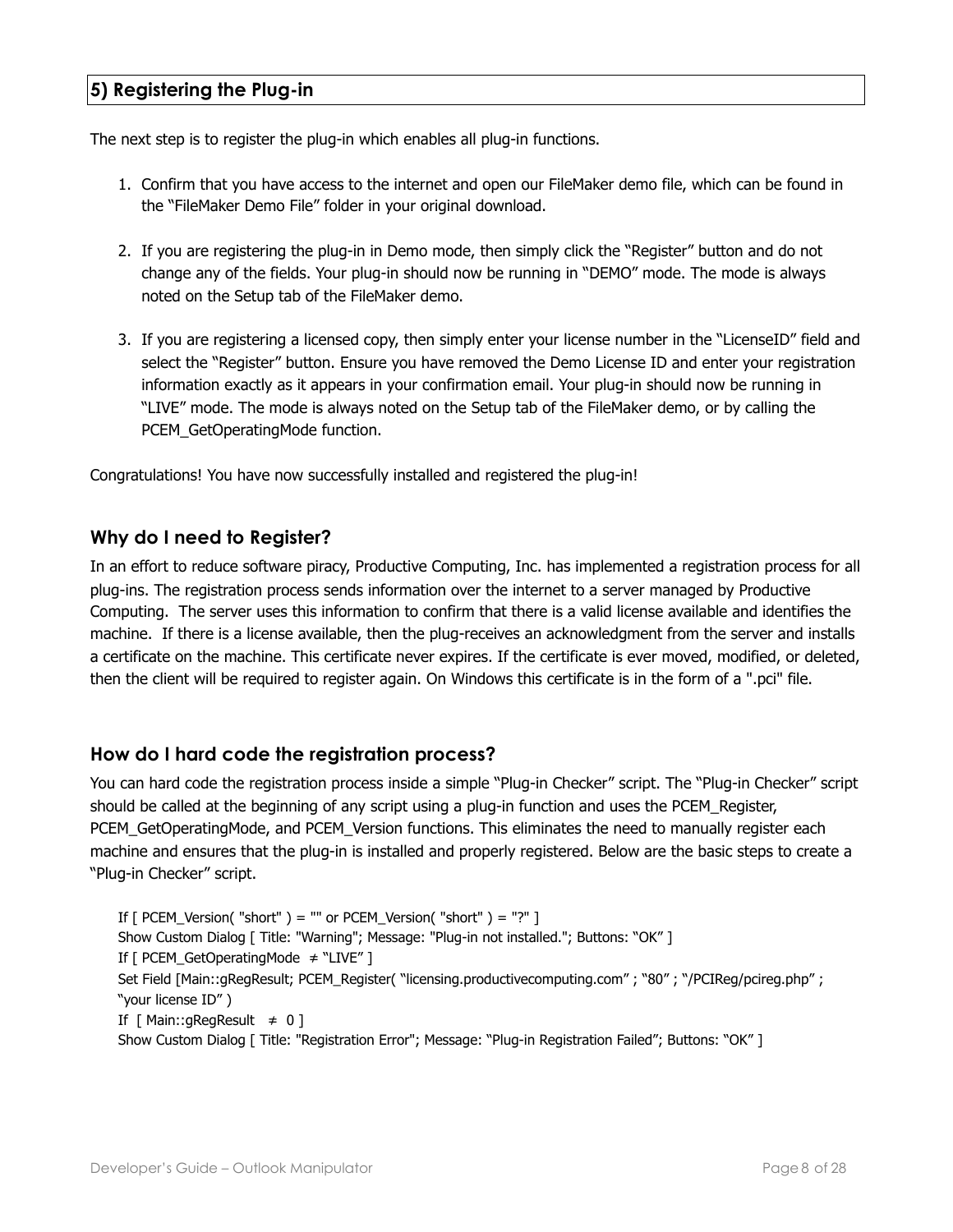## 5) Registering the Plug-in

The next step is to register the plug-in which enables all plug-in functions.

1. Confirm that you have access to the internet and open our FileMaker demo file, which can be found in the "FileMaker Demo File" folder in your original download.

2. If you are registering the plug-in in Demo mode, then simply click the "Register" button and do not change any of the fields. Your plug-in should now be running in "DEMO" mode. The mode is always noted on the Setup tab of the FileMaker demo.

3. If you are registering a licensed copy, then simply enter your license number in the "LicenseID" field and select the "Register" button. Ensure you have removed the Demo License ID and enter your registration information exactly as it appears in your confirmation email. Your plug-in should now be running in "LIVE" mode. The mode is always noted on the Setup tab of the FileMaker demo, or by calling the PCEM_GetOperatingMode function.

Congratulations! You have now successfully installed and registered the plug-in!

### Why do I need to Register?

In an effort to reduce software piracy, Productive Computing, Inc. has implemented a registration process for all plug-ins. The registration process sends information over the internet to a server managed by Productive Computing. The server uses this information to confirm that there is a valid license available and identifies the machine. If there is a license available, then the plug-receives an acknowledgment from the server and installs a certificate on the machine. This certificate never expires. If the certificate is ever moved, modified, or deleted, then the client will be required to register again. On Windows this certificate is in the form of a ".pci" file.

### How do I hard code the registration process?

You can hard code the registration process inside a simple "Plug-in Checker" script. The "Plug-in Checker" script should be called at the beginning of any script using a plug-in function and uses the PCEM_Register, PCEM_GetOperatingMode, and PCEM_Version functions. This eliminates the need to manually register each machine and ensures that the plug-in is installed and properly registered. Below are the basic steps to create a "Plug-in Checker" script.

```
If [ PCEM_Version( "short" ) = "" or PCEM_Version( "short" ) = "?" ]
Show Custom Dialog [ Title: "Warning"; Message: "Plug-in not installed."; Buttons: "OK" ]
If [ PCEM_GetOperatingMode  ≠ "LIVE" ]
Set Field [Main::gRegResult; PCEM_Register( "licensing.productivecomputing.com" ; "80" ; "/PCIReg/pcireg.php" ;
"your license ID" )
If  [ Main::gRegResult   ≠  0 ]
Show Custom Dialog [ Title: "Registration Error"; Message: "Plug-in Registration Failed"; Buttons: "OK" ]
```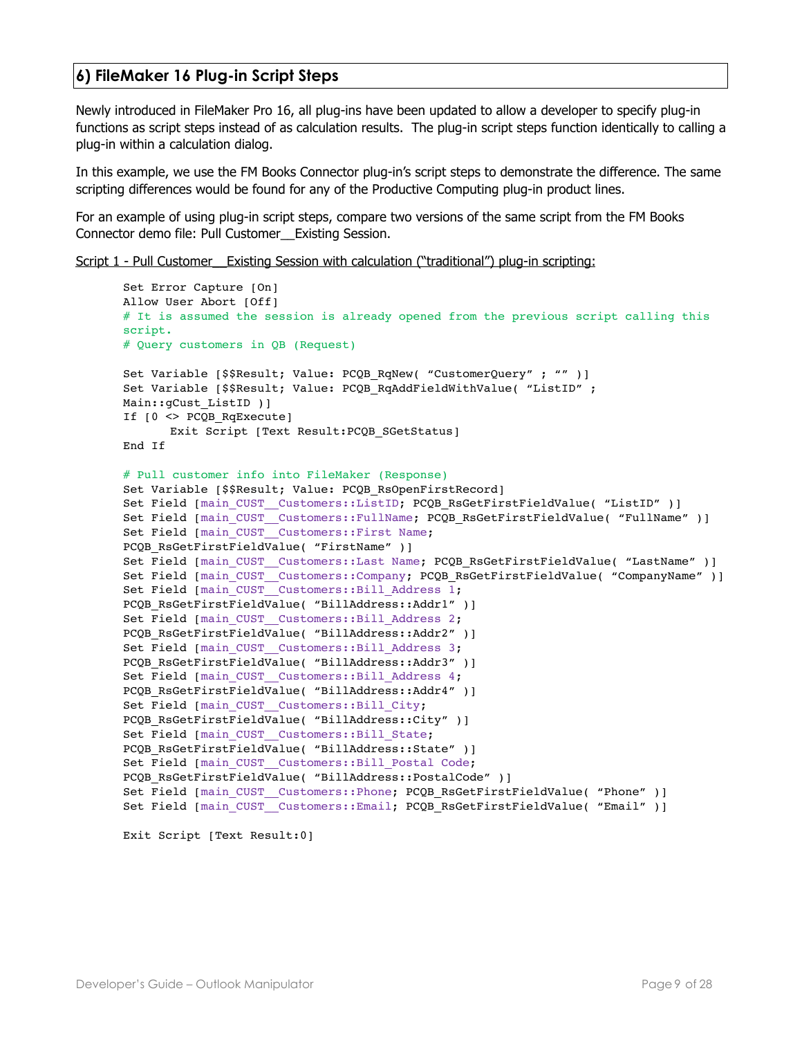## 6) FileMaker 16 Plug-in Script Steps

Newly introduced in FileMaker Pro 16, all plug-ins have been updated to allow a developer to specify plug-in functions as script steps instead of as calculation results. The plug-in script steps function identically to calling a plug-in within a calculation dialog.

In this example, we use the FM Books Connector plug-in's script steps to demonstrate the difference. The same scripting differences would be found for any of the Productive Computing plug-in product lines.

For an example of using plug-in script steps, compare two versions of the same script from the FM Books Connector demo file: Pull Customer__Existing Session.

Script 1 - Pull Customer__Existing Session with calculation ("traditional") plug-in scripting:

```
Set Error Capture [On]
Allow User Abort [Off]
# It is assumed the session is already opened from the previous script calling this
script.
# Query customers in QB (Request)

Set Variable [$$Result; Value: PCQB_RqNew( "CustomerQuery" ; "" )]
Set Variable [$$Result; Value: PCQB_RqAddFieldWithValue( "ListID" ;
Main::gCust_ListID )]
If [0 <> PCQB_RqExecute]
      Exit Script [Text Result:PCQB_SGetStatus]
End If

# Pull customer info into FileMaker (Response)
Set Variable [$$Result; Value: PCQB_RsOpenFirstRecord]
Set Field [main_CUST__Customers::ListID; PCQB_RsGetFirstFieldValue( "ListID" )]
Set Field [main_CUST__Customers::FullName; PCQB_RsGetFirstFieldValue( "FullName" )]
Set Field [main_CUST__Customers::First Name;
PCQB_RsGetFirstFieldValue( "FirstName" )]
Set Field [main_CUST__Customers::Last Name; PCQB_RsGetFirstFieldValue( "LastName" )]
Set Field [main_CUST__Customers::Company; PCQB_RsGetFirstFieldValue( "CompanyName" )]
Set Field [main_CUST__Customers::Bill_Address 1;
PCQB_RsGetFirstFieldValue( "BillAddress::Addr1" )]
Set Field [main_CUST__Customers::Bill_Address 2;
PCQB_RsGetFirstFieldValue( "BillAddress::Addr2" )]
Set Field [main_CUST__Customers::Bill_Address 3;
PCQB_RsGetFirstFieldValue( "BillAddress::Addr3" )]
Set Field [main_CUST__Customers::Bill_Address 4;
PCQB_RsGetFirstFieldValue( "BillAddress::Addr4" )]
Set Field [main_CUST__Customers::Bill_City;
PCQB_RsGetFirstFieldValue( "BillAddress::City" )]
Set Field [main_CUST__Customers::Bill_State;
PCQB_RsGetFirstFieldValue( "BillAddress::State" )]
Set Field [main_CUST__Customers::Bill_Postal Code;
PCQB_RsGetFirstFieldValue( "BillAddress::PostalCode" )]
Set Field [main_CUST__Customers::Phone; PCQB_RsGetFirstFieldValue( "Phone" )]
Set Field [main_CUST__Customers::Email; PCQB_RsGetFirstFieldValue( "Email" )]

Exit Script [Text Result:0]
```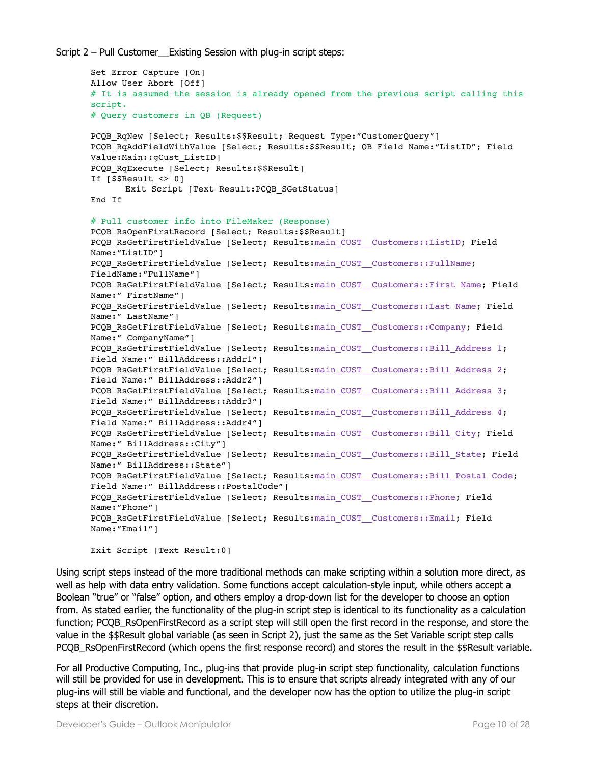Script 2 – Pull Customer__Existing Session with plug-in script steps:

```
Set Error Capture [On]
Allow User Abort [Off]
# It is assumed the session is already opened from the previous script calling this
script.
# Query customers in QB (Request)

PCQB_RqNew [Select; Results:$$Result; Request Type:"CustomerQuery"]
PCQB_RqAddFieldWithValue [Select; Results:$$Result; QB Field Name:"ListID"; Field
Value:Main::gCust_ListID]
PCQB_RqExecute [Select; Results:$$Result]
If [$$Result <> 0]
      Exit Script [Text Result:PCQB_SGetStatus]
End If

# Pull customer info into FileMaker (Response)
PCQB_RsOpenFirstRecord [Select; Results:$$Result]
PCQB_RsGetFirstFieldValue [Select; Results:main_CUST__Customers::ListID; Field
Name:"ListID"]
PCQB_RsGetFirstFieldValue [Select; Results:main_CUST__Customers::FullName;
FieldName:"FullName"]
PCQB_RsGetFirstFieldValue [Select; Results:main_CUST__Customers::First Name; Field
Name:" FirstName"]
PCQB_RsGetFirstFieldValue [Select; Results:main_CUST__Customers::Last Name; Field
Name:" LastName"]
PCQB_RsGetFirstFieldValue [Select; Results:main_CUST__Customers::Company; Field
Name:" CompanyName"]
PCQB_RsGetFirstFieldValue [Select; Results:main_CUST__Customers::Bill_Address 1;
Field Name:" BillAddress::Addr1"]
PCQB_RsGetFirstFieldValue [Select; Results:main_CUST__Customers::Bill_Address 2;
Field Name:" BillAddress::Addr2"]
PCQB_RsGetFirstFieldValue [Select; Results:main_CUST__Customers::Bill_Address 3;
Field Name:" BillAddress::Addr3"]
PCQB_RsGetFirstFieldValue [Select; Results:main_CUST__Customers::Bill_Address 4;
Field Name:" BillAddress::Addr4"]
PCQB_RsGetFirstFieldValue [Select; Results:main_CUST__Customers::Bill_City; Field
Name:" BillAddress::City"]
PCQB_RsGetFirstFieldValue [Select; Results:main_CUST__Customers::Bill_State; Field
Name:" BillAddress::State"]
PCQB_RsGetFirstFieldValue [Select; Results:main_CUST__Customers::Bill_Postal Code;
Field Name:" BillAddress::PostalCode"]
PCQB_RsGetFirstFieldValue [Select; Results:main_CUST__Customers::Phone; Field
Name:"Phone"]
PCQB_RsGetFirstFieldValue [Select; Results:main_CUST__Customers::Email; Field
Name:"Email"]

Exit Script [Text Result:0]
```

Using script steps instead of the more traditional methods can make scripting within a solution more direct, as well as help with data entry validation. Some functions accept calculation-style input, while others accept a Boolean "true" or "false" option, and others employ a drop-down list for the developer to choose an option from. As stated earlier, the functionality of the plug-in script step is identical to its functionality as a calculation function; PCQB_RsOpenFirstRecord as a script step will still open the first record in the response, and store the value in the $$Result global variable (as seen in Script 2), just the same as the Set Variable script step calls PCQB_RsOpenFirstRecord (which opens the first response record) and stores the result in the $$Result variable.

For all Productive Computing, Inc., plug-ins that provide plug-in script step functionality, calculation functions will still be provided for use in development. This is to ensure that scripts already integrated with any of our plug-ins will still be viable and functional, and the developer now has the option to utilize the plug-in script steps at their discretion.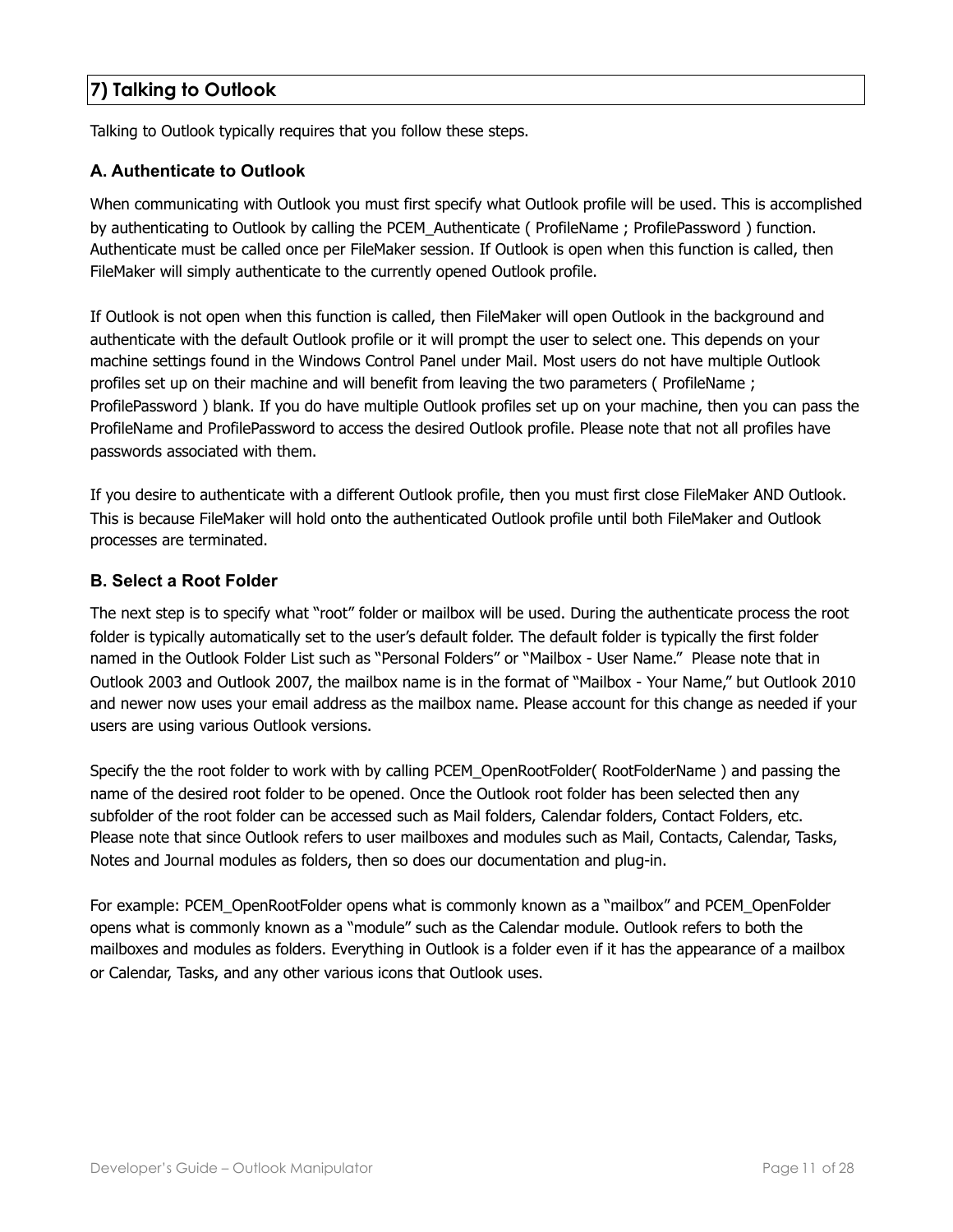## 7) Talking to Outlook

Talking to Outlook typically requires that you follow these steps.

### A. Authenticate to Outlook

When communicating with Outlook you must first specify what Outlook profile will be used. This is accomplished by authenticating to Outlook by calling the PCEM_Authenticate ( ProfileName ; ProfilePassword ) function. Authenticate must be called once per FileMaker session. If Outlook is open when this function is called, then FileMaker will simply authenticate to the currently opened Outlook profile.

If Outlook is not open when this function is called, then FileMaker will open Outlook in the background and authenticate with the default Outlook profile or it will prompt the user to select one. This depends on your machine settings found in the Windows Control Panel under Mail. Most users do not have multiple Outlook profiles set up on their machine and will benefit from leaving the two parameters ( ProfileName ; ProfilePassword ) blank. If you do have multiple Outlook profiles set up on your machine, then you can pass the ProfileName and ProfilePassword to access the desired Outlook profile. Please note that not all profiles have passwords associated with them.

If you desire to authenticate with a different Outlook profile, then you must first close FileMaker AND Outlook. This is because FileMaker will hold onto the authenticated Outlook profile until both FileMaker and Outlook processes are terminated.

### B. Select a Root Folder

The next step is to specify what "root" folder or mailbox will be used. During the authenticate process the root folder is typically automatically set to the user's default folder. The default folder is typically the first folder named in the Outlook Folder List such as "Personal Folders" or "Mailbox - User Name." Please note that in Outlook 2003 and Outlook 2007, the mailbox name is in the format of "Mailbox - Your Name," but Outlook 2010 and newer now uses your email address as the mailbox name. Please account for this change as needed if your users are using various Outlook versions.

Specify the the root folder to work with by calling PCEM_OpenRootFolder( RootFolderName ) and passing the name of the desired root folder to be opened. Once the Outlook root folder has been selected then any subfolder of the root folder can be accessed such as Mail folders, Calendar folders, Contact Folders, etc. Please note that since Outlook refers to user mailboxes and modules such as Mail, Contacts, Calendar, Tasks, Notes and Journal modules as folders, then so does our documentation and plug-in.

For example: PCEM_OpenRootFolder opens what is commonly known as a "mailbox" and PCEM_OpenFolder opens what is commonly known as a "module" such as the Calendar module. Outlook refers to both the mailboxes and modules as folders. Everything in Outlook is a folder even if it has the appearance of a mailbox or Calendar, Tasks, and any other various icons that Outlook uses.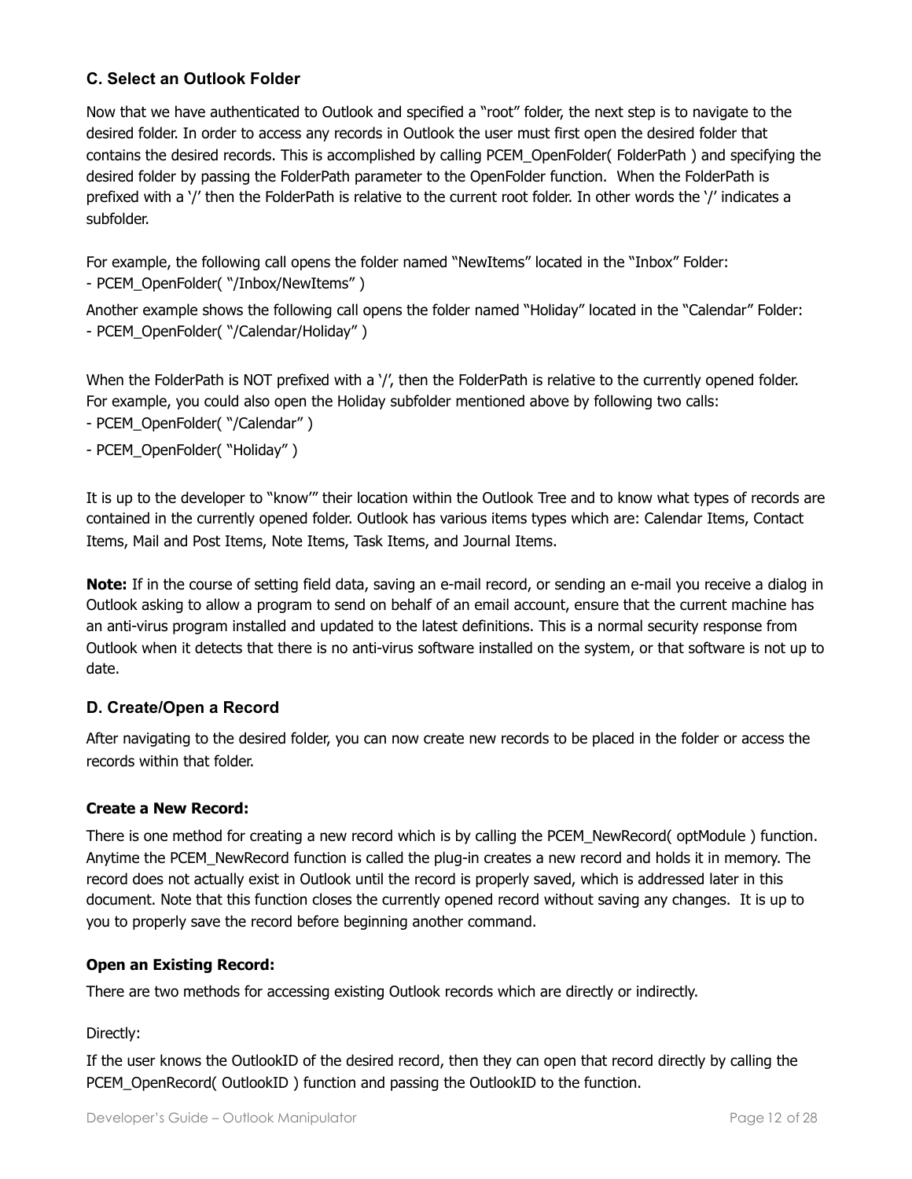### C. Select an Outlook Folder

Now that we have authenticated to Outlook and specified a "root" folder, the next step is to navigate to the desired folder. In order to access any records in Outlook the user must first open the desired folder that contains the desired records. This is accomplished by calling PCEM_OpenFolder( FolderPath ) and specifying the desired folder by passing the FolderPath parameter to the OpenFolder function.  When the FolderPath is prefixed with a '/' then the FolderPath is relative to the current root folder. In other words the '/' indicates a subfolder.

For example, the following call opens the folder named "NewItems" located in the "Inbox" Folder:
- PCEM_OpenFolder( "/Inbox/NewItems" )

Another example shows the following call opens the folder named "Holiday" located in the "Calendar" Folder:
- PCEM_OpenFolder( "/Calendar/Holiday" )

When the FolderPath is NOT prefixed with a '/', then the FolderPath is relative to the currently opened folder. For example, you could also open the Holiday subfolder mentioned above by following two calls:
- PCEM_OpenFolder( "/Calendar" )
- PCEM_OpenFolder( "Holiday" )

It is up to the developer to "know"' their location within the Outlook Tree and to know what types of records are contained in the currently opened folder. Outlook has various items types which are: Calendar Items, Contact Items, Mail and Post Items, Note Items, Task Items, and Journal Items.

**Note:** If in the course of setting field data, saving an e-mail record, or sending an e-mail you receive a dialog in Outlook asking to allow a program to send on behalf of an email account, ensure that the current machine has an anti-virus program installed and updated to the latest definitions. This is a normal security response from Outlook when it detects that there is no anti-virus software installed on the system, or that software is not up to date.

### D. Create/Open a Record

After navigating to the desired folder, you can now create new records to be placed in the folder or access the records within that folder.

**Create a New Record:**

There is one method for creating a new record which is by calling the PCEM_NewRecord( optModule ) function. Anytime the PCEM_NewRecord function is called the plug-in creates a new record and holds it in memory. The record does not actually exist in Outlook until the record is properly saved, which is addressed later in this document. Note that this function closes the currently opened record without saving any changes.  It is up to you to properly save the record before beginning another command.

**Open an Existing Record:**

There are two methods for accessing existing Outlook records which are directly or indirectly.

Directly:

If the user knows the OutlookID of the desired record, then they can open that record directly by calling the PCEM_OpenRecord( OutlookID ) function and passing the OutlookID to the function.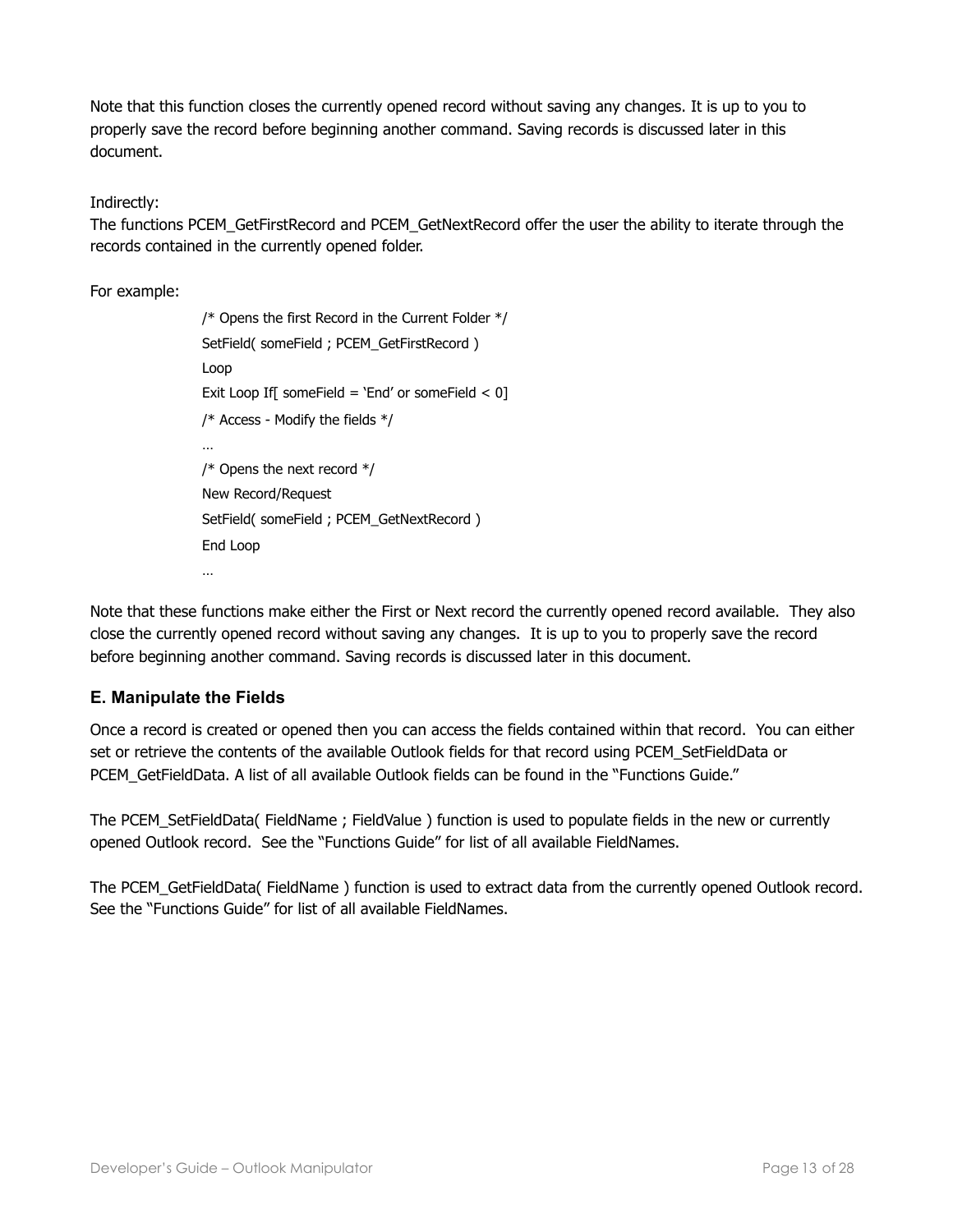Note that this function closes the currently opened record without saving any changes. It is up to you to properly save the record before beginning another command. Saving records is discussed later in this document.

Indirectly:
The functions PCEM_GetFirstRecord and PCEM_GetNextRecord offer the user the ability to iterate through the records contained in the currently opened folder.

For example:

```
/* Opens the first Record in the Current Folder */
SetField( someField ; PCEM_GetFirstRecord )
Loop
Exit Loop If[ someField = 'End' or someField < 0]
/* Access - Modify the fields */
…
/* Opens the next record */
New Record/Request
SetField( someField ; PCEM_GetNextRecord )
End Loop
…
```

Note that these functions make either the First or Next record the currently opened record available. They also close the currently opened record without saving any changes. It is up to you to properly save the record before beginning another command. Saving records is discussed later in this document.

### E. Manipulate the Fields

Once a record is created or opened then you can access the fields contained within that record. You can either set or retrieve the contents of the available Outlook fields for that record using PCEM_SetFieldData or PCEM_GetFieldData. A list of all available Outlook fields can be found in the "Functions Guide."

The PCEM_SetFieldData( FieldName ; FieldValue ) function is used to populate fields in the new or currently opened Outlook record. See the "Functions Guide" for list of all available FieldNames.

The PCEM_GetFieldData( FieldName ) function is used to extract data from the currently opened Outlook record. See the "Functions Guide" for list of all available FieldNames.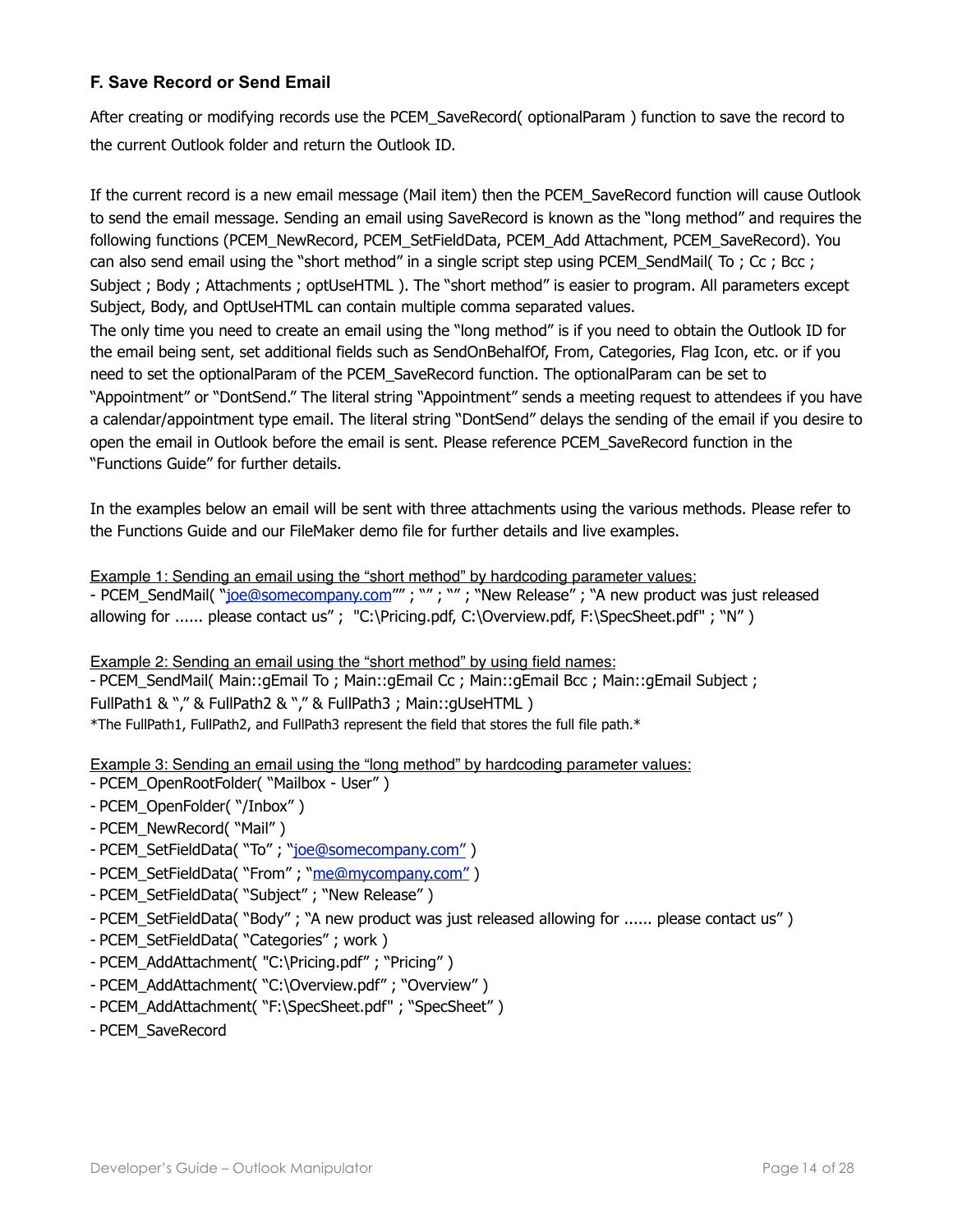### F. Save Record or Send Email

After creating or modifying records use the PCEM_SaveRecord( optionalParam ) function to save the record to the current Outlook folder and return the Outlook ID.

If the current record is a new email message (Mail item) then the PCEM_SaveRecord function will cause Outlook to send the email message. Sending an email using SaveRecord is known as the "long method" and requires the following functions (PCEM_NewRecord, PCEM_SetFieldData, PCEM_Add Attachment, PCEM_SaveRecord). You can also send email using the "short method" in a single script step using PCEM_SendMail( To ; Cc ; Bcc ; Subject ; Body ; Attachments ; optUseHTML ). The "short method" is easier to program. All parameters except Subject, Body, and OptUseHTML can contain multiple comma separated values.
The only time you need to create an email using the "long method" is if you need to obtain the Outlook ID for the email being sent, set additional fields such as SendOnBehalfOf, From, Categories, Flag Icon, etc. or if you need to set the optionalParam of the PCEM_SaveRecord function. The optionalParam can be set to "Appointment" or "DontSend." The literal string "Appointment" sends a meeting request to attendees if you have a calendar/appointment type email. The literal string "DontSend" delays the sending of the email if you desire to open the email in Outlook before the email is sent. Please reference PCEM_SaveRecord function in the "Functions Guide" for further details.

In the examples below an email will be sent with three attachments using the various methods. Please refer to the Functions Guide and our FileMaker demo file for further details and live examples.

Example 1: Sending an email using the "short method" by hardcoding parameter values:
- PCEM_SendMail( "joe@somecompany.com"" ; "" ; "" ; "New Release" ; "A new product was just released allowing for ...... please contact us" ;  "C:\Pricing.pdf, C:\Overview.pdf, F:\SpecSheet.pdf" ; "N" )

Example 2: Sending an email using the "short method" by using field names:
- PCEM_SendMail( Main::gEmail To ; Main::gEmail Cc ; Main::gEmail Bcc ; Main::gEmail Subject ; FullPath1 & "," & FullPath2 & "," & FullPath3 ; Main::gUseHTML )
*The FullPath1, FullPath2, and FullPath3 represent the field that stores the full file path.*

Example 3: Sending an email using the "long method" by hardcoding parameter values:
- PCEM_OpenRootFolder( "Mailbox - User" )
- PCEM_OpenFolder( "/Inbox" )
- PCEM_NewRecord( "Mail" )
- PCEM_SetFieldData( "To" ; "joe@somecompany.com" )
- PCEM_SetFieldData( "From" ; "me@mycompany.com" )
- PCEM_SetFieldData( "Subject" ; "New Release" )
- PCEM_SetFieldData( "Body" ; "A new product was just released allowing for ...... please contact us" )
- PCEM_SetFieldData( "Categories" ; work )
- PCEM_AddAttachment( "C:\Pricing.pdf" ; "Pricing" )
- PCEM_AddAttachment( "C:\Overview.pdf" ; "Overview" )
- PCEM_AddAttachment( "F:\SpecSheet.pdf" ; "SpecSheet" )
- PCEM_SaveRecord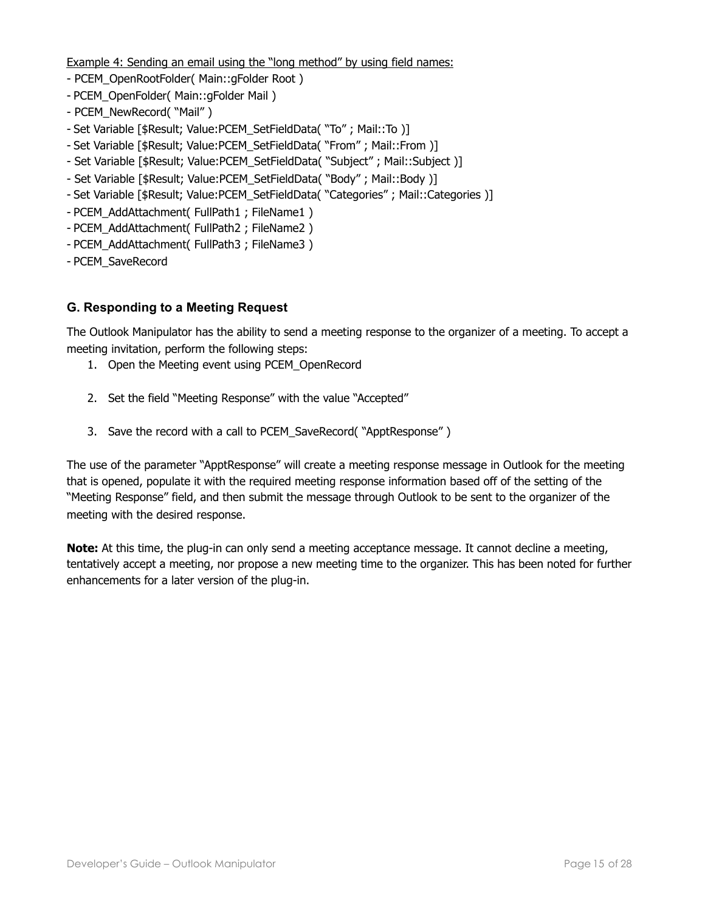Example 4: Sending an email using the "long method" by using field names:

- PCEM_OpenRootFolder( Main::gFolder Root )
- PCEM_OpenFolder( Main::gFolder Mail )
- PCEM_NewRecord( "Mail" )
- Set Variable [$Result; Value:PCEM_SetFieldData( "To" ; Mail::To )]
- Set Variable [$Result; Value:PCEM_SetFieldData( "From" ; Mail::From )]
- Set Variable [$Result; Value:PCEM_SetFieldData( "Subject" ; Mail::Subject )]
- Set Variable [$Result; Value:PCEM_SetFieldData( "Body" ; Mail::Body )]
- Set Variable [$Result; Value:PCEM_SetFieldData( "Categories" ; Mail::Categories )]
- PCEM_AddAttachment( FullPath1 ; FileName1 )
- PCEM_AddAttachment( FullPath2 ; FileName2 )
- PCEM_AddAttachment( FullPath3 ; FileName3 )
- PCEM_SaveRecord

### G. Responding to a Meeting Request

The Outlook Manipulator has the ability to send a meeting response to the organizer of a meeting. To accept a meeting invitation, perform the following steps:

1. Open the Meeting event using PCEM_OpenRecord
2. Set the field "Meeting Response" with the value "Accepted"
3. Save the record with a call to PCEM_SaveRecord( "ApptResponse" )

The use of the parameter "ApptResponse" will create a meeting response message in Outlook for the meeting that is opened, populate it with the required meeting response information based off of the setting of the "Meeting Response" field, and then submit the message through Outlook to be sent to the organizer of the meeting with the desired response.

**Note:** At this time, the plug-in can only send a meeting acceptance message. It cannot decline a meeting, tentatively accept a meeting, nor propose a new meeting time to the organizer. This has been noted for further enhancements for a later version of the plug-in.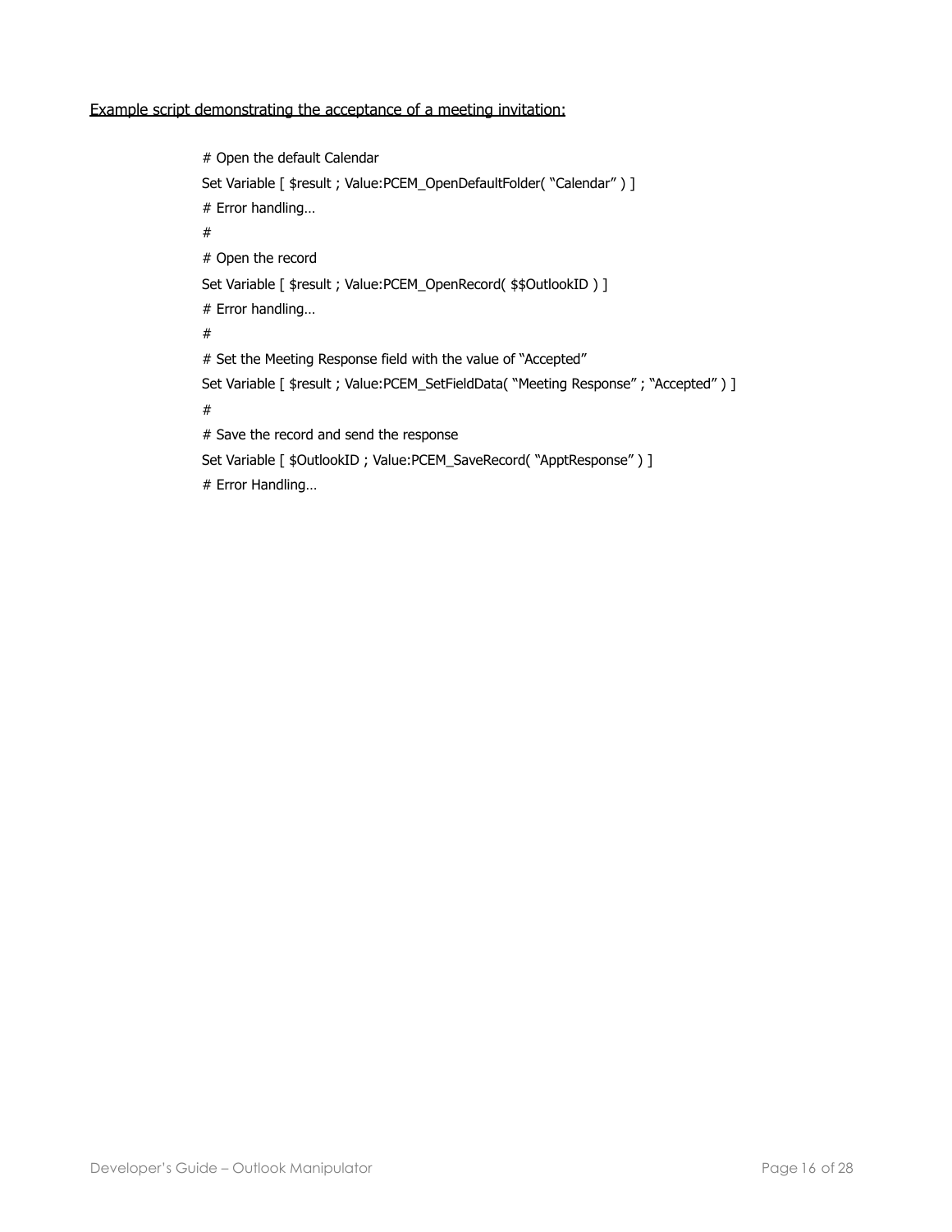<u>Example script demonstrating the acceptance of a meeting invitation:</u>

```
# Open the default Calendar
Set Variable [ $result ; Value:PCEM_OpenDefaultFolder( "Calendar" ) ]
# Error handling…
#
# Open the record
Set Variable [ $result ; Value:PCEM_OpenRecord( $$OutlookID ) ]
# Error handling…
#
# Set the Meeting Response field with the value of "Accepted"
Set Variable [ $result ; Value:PCEM_SetFieldData( "Meeting Response" ; "Accepted" ) ]
#
# Save the record and send the response
Set Variable [ $OutlookID ; Value:PCEM_SaveRecord( "ApptResponse" ) ]
# Error Handling…
```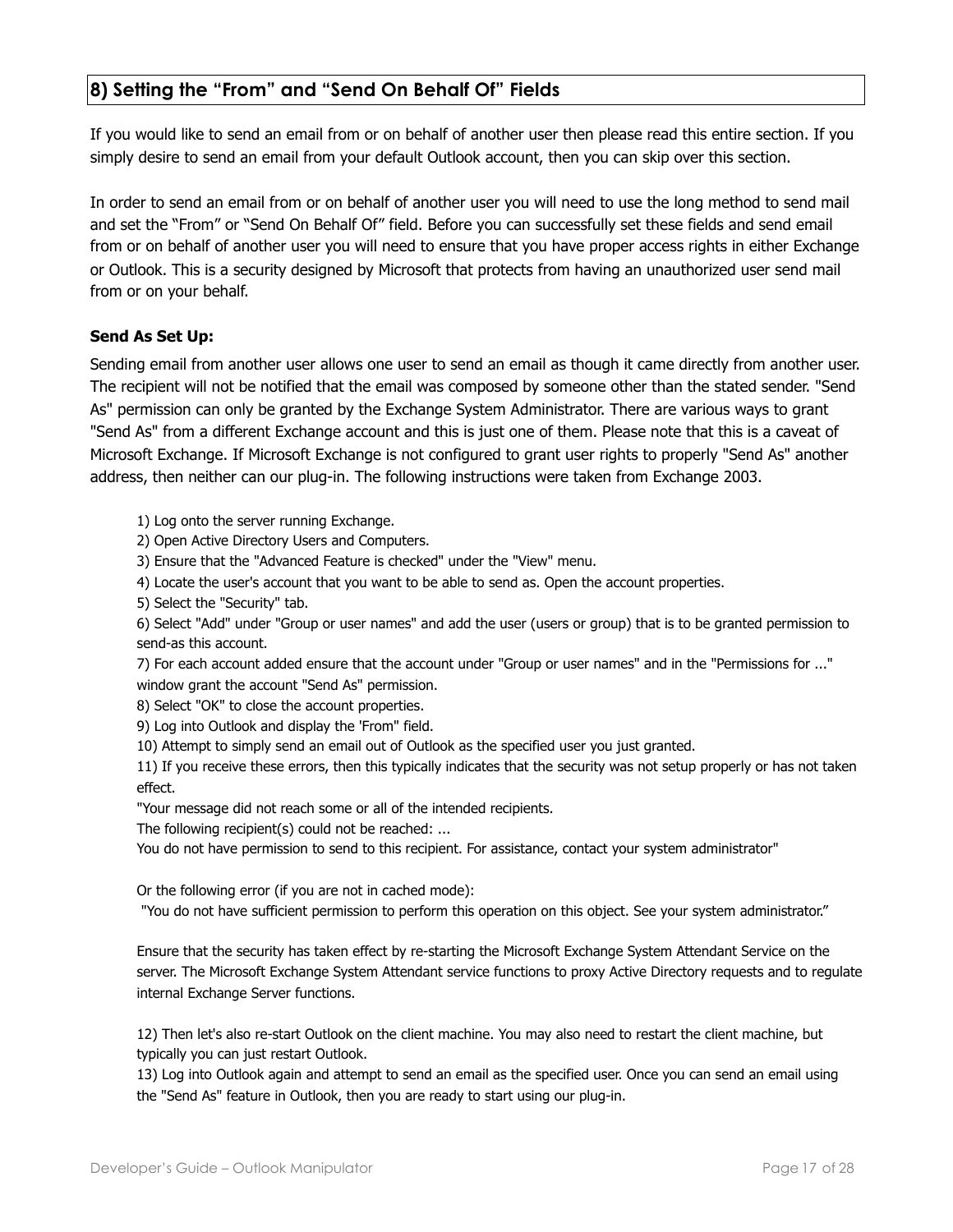## 8) Setting the “From” and “Send On Behalf Of” Fields

If you would like to send an email from or on behalf of another user then please read this entire section. If you simply desire to send an email from your default Outlook account, then you can skip over this section.

In order to send an email from or on behalf of another user you will need to use the long method to send mail and set the “From” or “Send On Behalf Of” field. Before you can successfully set these fields and send email from or on behalf of another user you will need to ensure that you have proper access rights in either Exchange or Outlook. This is a security designed by Microsoft that protects from having an unauthorized user send mail from or on your behalf.

**Send As Set Up:**

Sending email from another user allows one user to send an email as though it came directly from another user. The recipient will not be notified that the email was composed by someone other than the stated sender. "Send As" permission can only be granted by the Exchange System Administrator. There are various ways to grant "Send As" from a different Exchange account and this is just one of them. Please note that this is a caveat of Microsoft Exchange. If Microsoft Exchange is not configured to grant user rights to properly "Send As" another address, then neither can our plug-in. The following instructions were taken from Exchange 2003.

1) Log onto the server running Exchange.
2) Open Active Directory Users and Computers.
3) Ensure that the "Advanced Feature is checked" under the "View" menu.
4) Locate the user's account that you want to be able to send as. Open the account properties.
5) Select the "Security" tab.
6) Select "Add" under "Group or user names" and add the user (users or group) that is to be granted permission to send-as this account.
7) For each account added ensure that the account under "Group or user names" and in the "Permissions for ..." window grant the account "Send As" permission.
8) Select "OK" to close the account properties.
9) Log into Outlook and display the 'From" field.
10) Attempt to simply send an email out of Outlook as the specified user you just granted.
11) If you receive these errors, then this typically indicates that the security was not setup properly or has not taken effect.
"Your message did not reach some or all of the intended recipients.
The following recipient(s) could not be reached: ...
You do not have permission to send to this recipient. For assistance, contact your system administrator"

Or the following error (if you are not in cached mode):
"You do not have sufficient permission to perform this operation on this object. See your system administrator.”

Ensure that the security has taken effect by re-starting the Microsoft Exchange System Attendant Service on the server. The Microsoft Exchange System Attendant service functions to proxy Active Directory requests and to regulate internal Exchange Server functions.

12) Then let's also re-start Outlook on the client machine. You may also need to restart the client machine, but typically you can just restart Outlook.
13) Log into Outlook again and attempt to send an email as the specified user. Once you can send an email using the "Send As" feature in Outlook, then you are ready to start using our plug-in.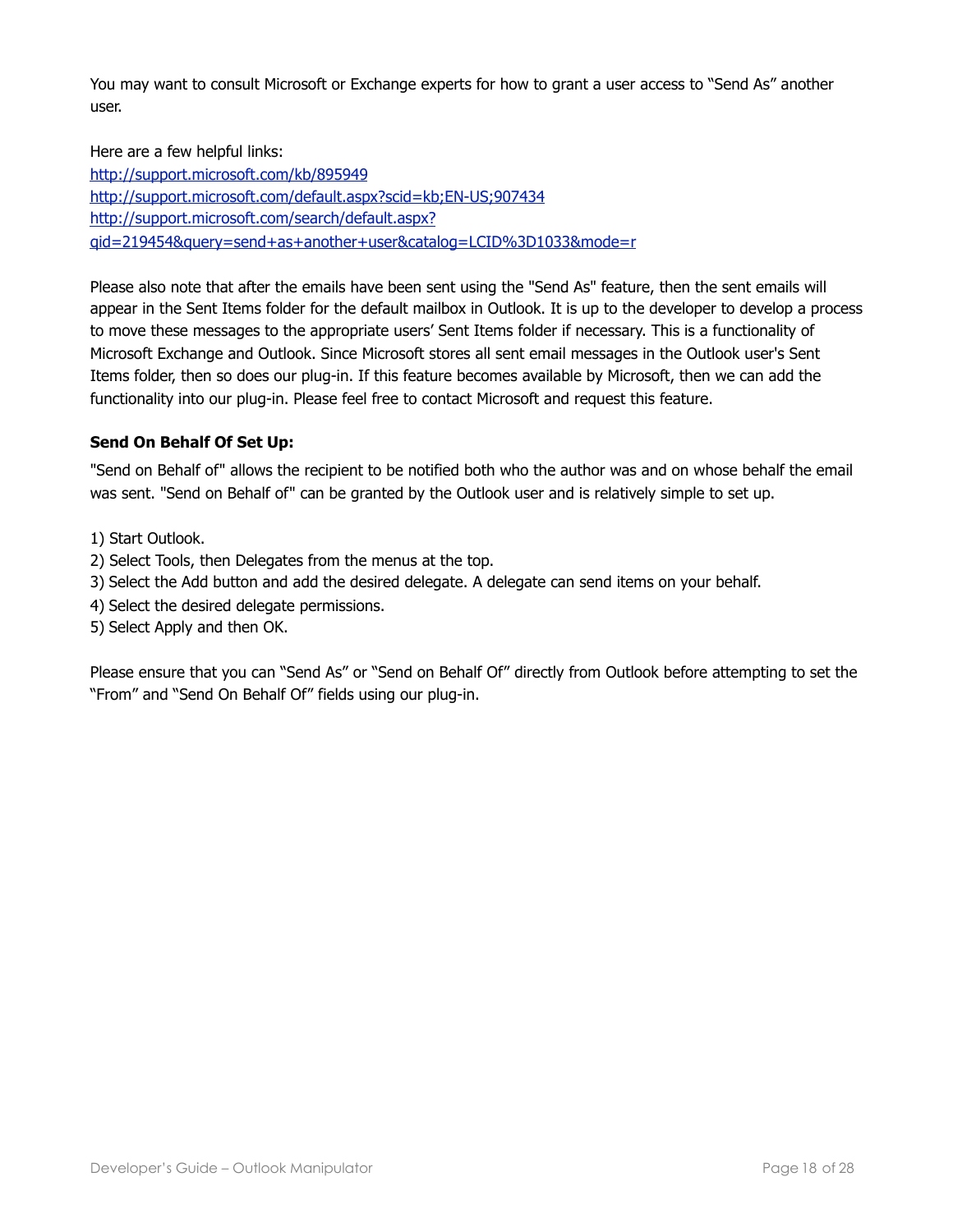You may want to consult Microsoft or Exchange experts for how to grant a user access to "Send As" another user.

Here are a few helpful links:
[http://support.microsoft.com/kb/895949](http://support.microsoft.com/kb/895949)
[http://support.microsoft.com/default.aspx?scid=kb;EN-US;907434](http://support.microsoft.com/default.aspx?scid=kb;EN-US;907434)
[http://support.microsoft.com/search/default.aspx?qid=219454&query=send+as+another+user&catalog=LCID%3D1033&mode=r](http://support.microsoft.com/search/default.aspx?qid=219454&query=send+as+another+user&catalog=LCID%3D1033&mode=r)

Please also note that after the emails have been sent using the "Send As" feature, then the sent emails will appear in the Sent Items folder for the default mailbox in Outlook. It is up to the developer to develop a process to move these messages to the appropriate users' Sent Items folder if necessary. This is a functionality of Microsoft Exchange and Outlook. Since Microsoft stores all sent email messages in the Outlook user's Sent Items folder, then so does our plug-in. If this feature becomes available by Microsoft, then we can add the functionality into our plug-in. Please feel free to contact Microsoft and request this feature.

**Send On Behalf Of Set Up:**

"Send on Behalf of" allows the recipient to be notified both who the author was and on whose behalf the email was sent. "Send on Behalf of" can be granted by the Outlook user and is relatively simple to set up.

1) Start Outlook.
2) Select Tools, then Delegates from the menus at the top.
3) Select the Add button and add the desired delegate. A delegate can send items on your behalf.
4) Select the desired delegate permissions.
5) Select Apply and then OK.

Please ensure that you can "Send As" or "Send on Behalf Of" directly from Outlook before attempting to set the "From" and "Send On Behalf Of" fields using our plug-in.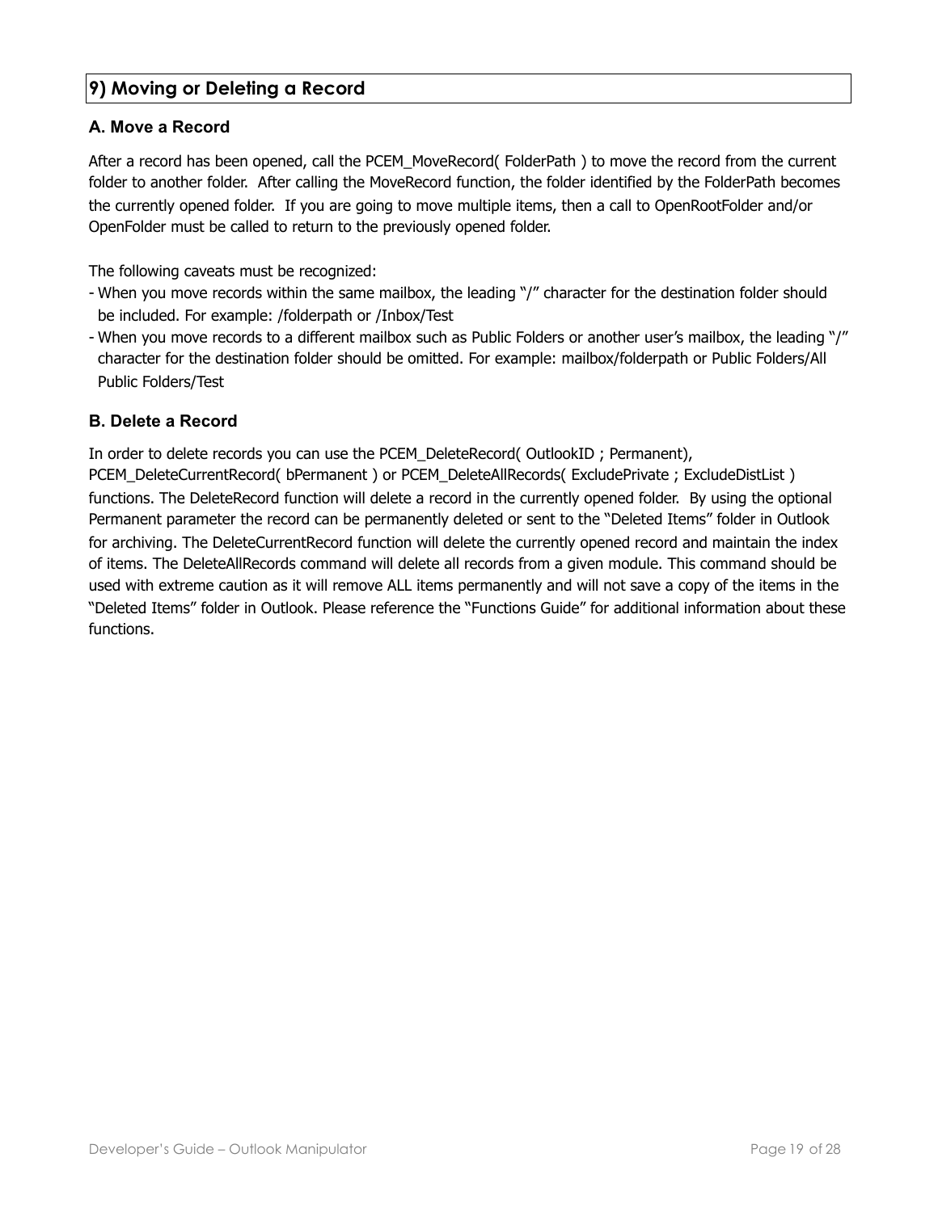## 9) Moving or Deleting a Record

### A. Move a Record

After a record has been opened, call the PCEM_MoveRecord( FolderPath ) to move the record from the current folder to another folder. After calling the MoveRecord function, the folder identified by the FolderPath becomes the currently opened folder. If you are going to move multiple items, then a call to OpenRootFolder and/or OpenFolder must be called to return to the previously opened folder.

The following caveats must be recognized:

- When you move records within the same mailbox, the leading "/" character for the destination folder should be included. For example: /folderpath or /Inbox/Test
- When you move records to a different mailbox such as Public Folders or another user's mailbox, the leading "/" character for the destination folder should be omitted. For example: mailbox/folderpath or Public Folders/All Public Folders/Test

### B. Delete a Record

In order to delete records you can use the PCEM_DeleteRecord( OutlookID ; Permanent), PCEM_DeleteCurrentRecord( bPermanent ) or PCEM_DeleteAllRecords( ExcludePrivate ; ExcludeDistList ) functions. The DeleteRecord function will delete a record in the currently opened folder. By using the optional Permanent parameter the record can be permanently deleted or sent to the "Deleted Items" folder in Outlook for archiving. The DeleteCurrentRecord function will delete the currently opened record and maintain the index of items. The DeleteAllRecords command will delete all records from a given module. This command should be used with extreme caution as it will remove ALL items permanently and will not save a copy of the items in the "Deleted Items" folder in Outlook. Please reference the "Functions Guide" for additional information about these functions.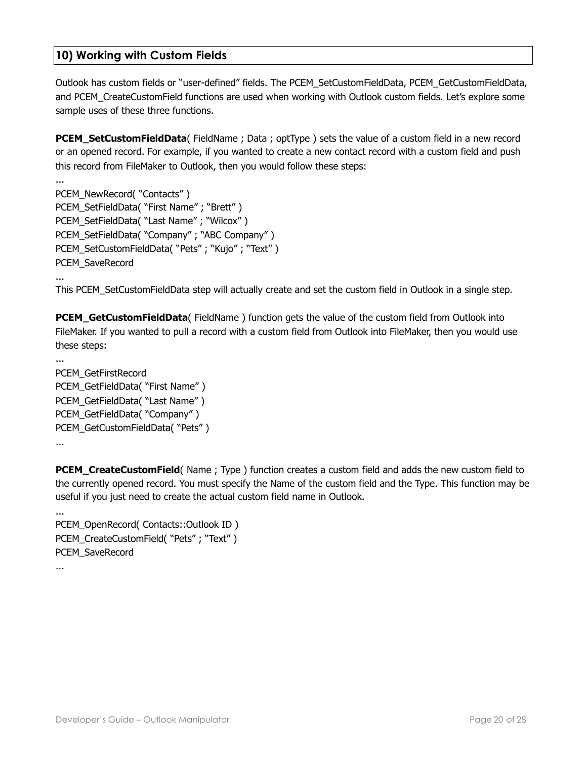## 10) Working with Custom Fields

Outlook has custom fields or "user-defined" fields. The PCEM_SetCustomFieldData, PCEM_GetCustomFieldData, and PCEM_CreateCustomField functions are used when working with Outlook custom fields. Let's explore some sample uses of these three functions.

**PCEM_SetCustomFieldData**( FieldName ; Data ; optType ) sets the value of a custom field in a new record or an opened record. For example, if you wanted to create a new contact record with a custom field and push this record from FileMaker to Outlook, then you would follow these steps:

```
...
PCEM_NewRecord( "Contacts" )
PCEM_SetFieldData( "First Name" ; "Brett" )
PCEM_SetFieldData( "Last Name" ; "Wilcox" )
PCEM_SetFieldData( "Company" ; "ABC Company" )
PCEM_SetCustomFieldData( "Pets" ; "Kujo" ; "Text" )
PCEM_SaveRecord
...
```

This PCEM_SetCustomFieldData step will actually create and set the custom field in Outlook in a single step.

**PCEM_GetCustomFieldData**( FieldName ) function gets the value of the custom field from Outlook into FileMaker. If you wanted to pull a record with a custom field from Outlook into FileMaker, then you would use these steps:

```
...
PCEM_GetFirstRecord
PCEM_GetFieldData( "First Name" )
PCEM_GetFieldData( "Last Name" )
PCEM_GetFieldData( "Company" )
PCEM_GetCustomFieldData( "Pets" )
...
```

**PCEM_CreateCustomField**( Name ; Type ) function creates a custom field and adds the new custom field to the currently opened record. You must specify the Name of the custom field and the Type. This function may be useful if you just need to create the actual custom field name in Outlook.

```
...
PCEM_OpenRecord( Contacts::Outlook ID )
PCEM_CreateCustomField( "Pets" ; "Text" )
PCEM_SaveRecord
...
```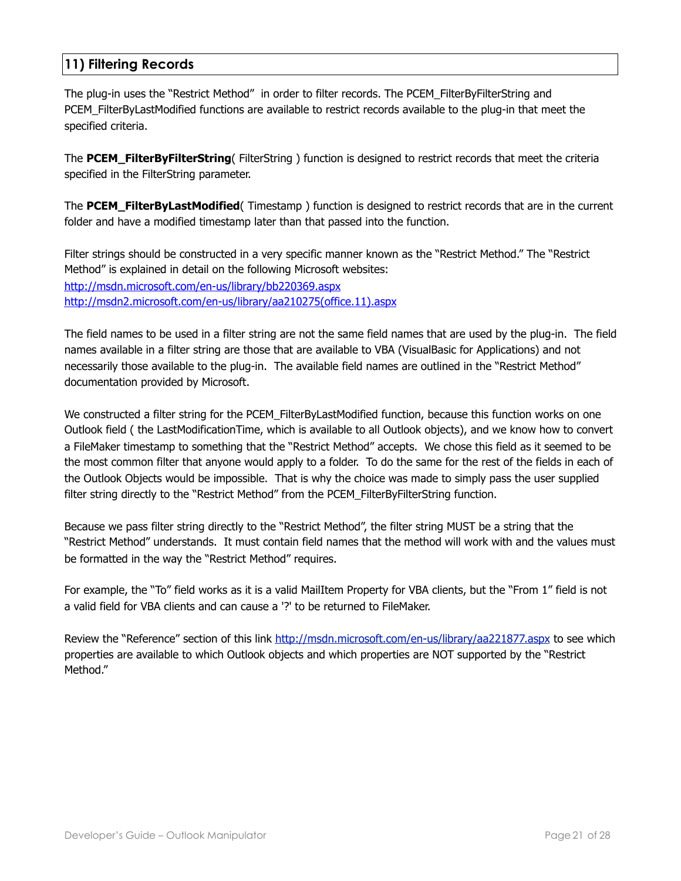## 11) Filtering Records

The plug-in uses the "Restrict Method" in order to filter records. The PCEM_FilterByFilterString and PCEM_FilterByLastModified functions are available to restrict records available to the plug-in that meet the specified criteria.

The **PCEM_FilterByFilterString**( FilterString ) function is designed to restrict records that meet the criteria specified in the FilterString parameter.

The **PCEM_FilterByLastModified**( Timestamp ) function is designed to restrict records that are in the current folder and have a modified timestamp later than that passed into the function.

Filter strings should be constructed in a very specific manner known as the "Restrict Method." The "Restrict Method" is explained in detail on the following Microsoft websites:
http://msdn.microsoft.com/en-us/library/bb220369.aspx
http://msdn2.microsoft.com/en-us/library/aa210275(office.11).aspx

The field names to be used in a filter string are not the same field names that are used by the plug-in. The field names available in a filter string are those that are available to VBA (VisualBasic for Applications) and not necessarily those available to the plug-in. The available field names are outlined in the "Restrict Method" documentation provided by Microsoft.

We constructed a filter string for the PCEM_FilterByLastModified function, because this function works on one Outlook field ( the LastModificationTime, which is available to all Outlook objects), and we know how to convert a FileMaker timestamp to something that the "Restrict Method" accepts. We chose this field as it seemed to be the most common filter that anyone would apply to a folder. To do the same for the rest of the fields in each of the Outlook Objects would be impossible. That is why the choice was made to simply pass the user supplied filter string directly to the "Restrict Method" from the PCEM_FilterByFilterString function.

Because we pass filter string directly to the "Restrict Method", the filter string MUST be a string that the "Restrict Method" understands. It must contain field names that the method will work with and the values must be formatted in the way the "Restrict Method" requires.

For example, the "To" field works as it is a valid MailItem Property for VBA clients, but the "From 1" field is not a valid field for VBA clients and can cause a '?' to be returned to FileMaker.

Review the "Reference" section of this link http://msdn.microsoft.com/en-us/library/aa221877.aspx to see which properties are available to which Outlook objects and which properties are NOT supported by the "Restrict Method."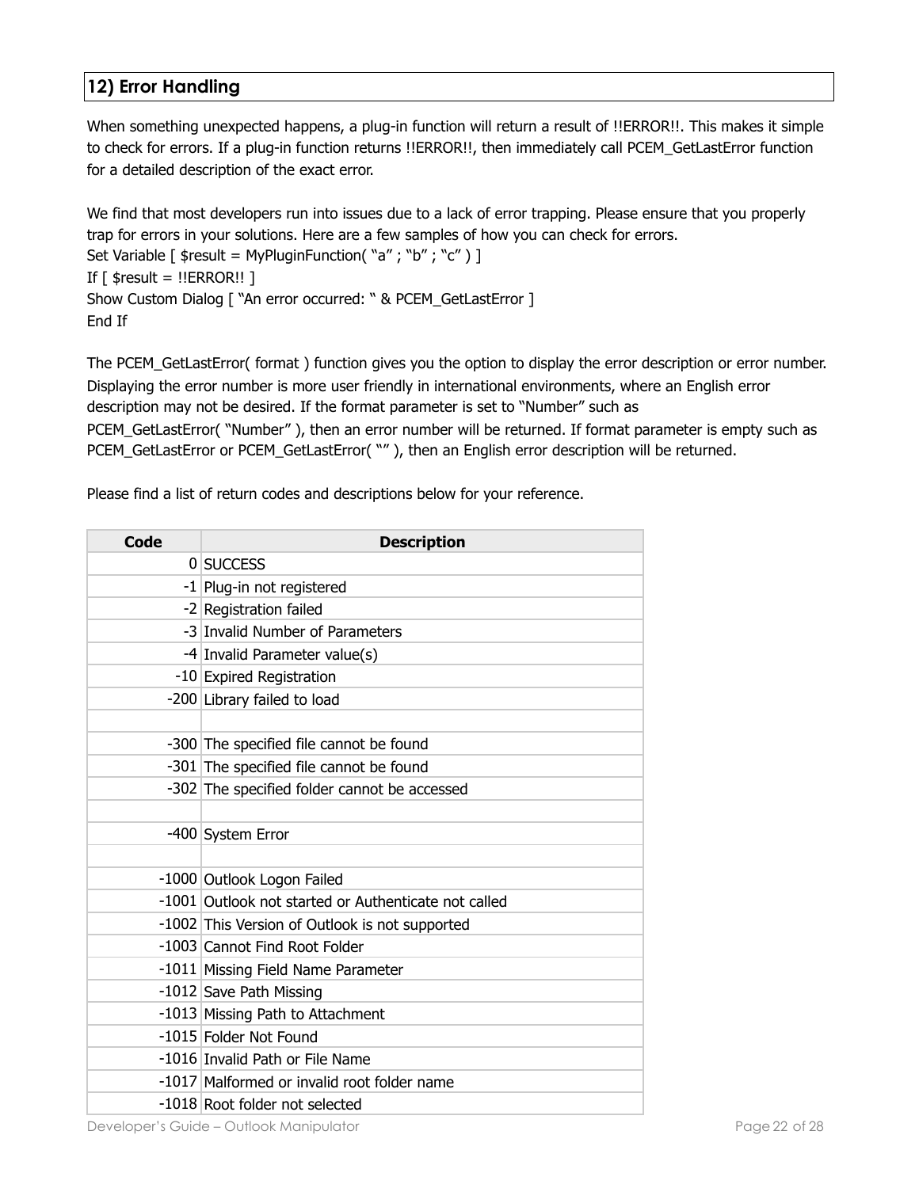## 12) Error Handling

When something unexpected happens, a plug-in function will return a result of !!ERROR!!. This makes it simple to check for errors. If a plug-in function returns !!ERROR!!, then immediately call PCEM_GetLastError function for a detailed description of the exact error.

We find that most developers run into issues due to a lack of error trapping. Please ensure that you properly trap for errors in your solutions. Here are a few samples of how you can check for errors.

```
Set Variable [ $result = MyPluginFunction( "a" ; "b" ; "c" ) ]
If [ $result = !!ERROR!! ]
Show Custom Dialog [ "An error occurred: " & PCEM_GetLastError ]
End If
```

The PCEM_GetLastError( format ) function gives you the option to display the error description or error number. Displaying the error number is more user friendly in international environments, where an English error description may not be desired. If the format parameter is set to "Number" such as PCEM_GetLastError( "Number" ), then an error number will be returned. If format parameter is empty such as PCEM_GetLastError or PCEM_GetLastError( "" ), then an English error description will be returned.

Please find a list of return codes and descriptions below for your reference.

| Code | Description |
|---:|---|
| 0 | SUCCESS |
| -1 | Plug-in not registered |
| -2 | Registration failed |
| -3 | Invalid Number of Parameters |
| -4 | Invalid Parameter value(s) |
| -10 | Expired Registration |
| -200 | Library failed to load |
| | |
| -300 | The specified file cannot be found |
| -301 | The specified file cannot be found |
| -302 | The specified folder cannot be accessed |
| | |
| -400 | System Error |
| | |
| -1000 | Outlook Logon Failed |
| -1001 | Outlook not started or Authenticate not called |
| -1002 | This Version of Outlook is not supported |
| -1003 | Cannot Find Root Folder |
| -1011 | Missing Field Name Parameter |
| -1012 | Save Path Missing |
| -1013 | Missing Path to Attachment |
| -1015 | Folder Not Found |
| -1016 | Invalid Path or File Name |
| -1017 | Malformed or invalid root folder name |
| -1018 | Root folder not selected |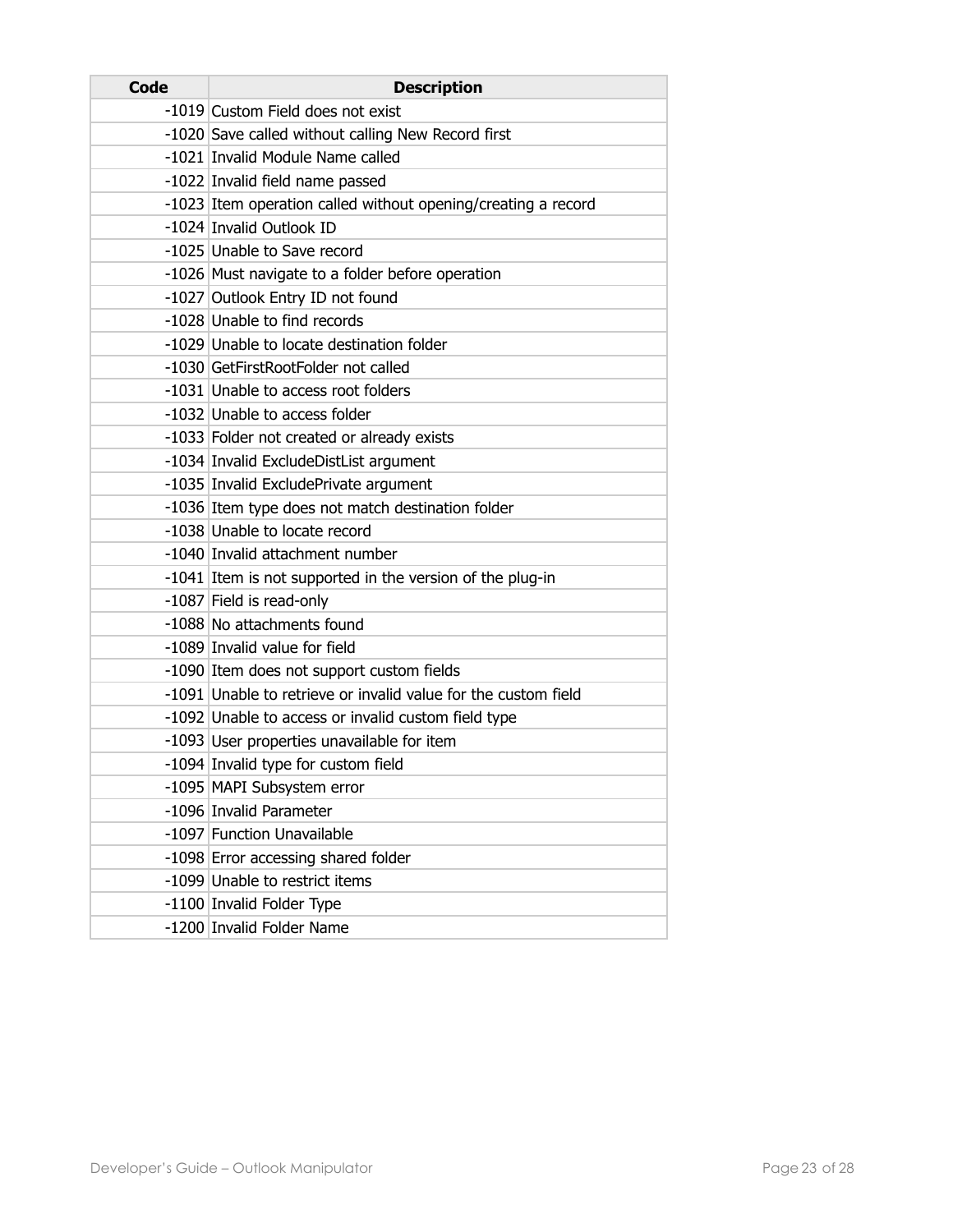| Code | Description |
| --- | --- |
| -1019 | Custom Field does not exist |
| -1020 | Save called without calling New Record first |
| -1021 | Invalid Module Name called |
| -1022 | Invalid field name passed |
| -1023 | Item operation called without opening/creating a record |
| -1024 | Invalid Outlook ID |
| -1025 | Unable to Save record |
| -1026 | Must navigate to a folder before operation |
| -1027 | Outlook Entry ID not found |
| -1028 | Unable to find records |
| -1029 | Unable to locate destination folder |
| -1030 | GetFirstRootFolder not called |
| -1031 | Unable to access root folders |
| -1032 | Unable to access folder |
| -1033 | Folder not created or already exists |
| -1034 | Invalid ExcludeDistList argument |
| -1035 | Invalid ExcludePrivate argument |
| -1036 | Item type does not match destination folder |
| -1038 | Unable to locate record |
| -1040 | Invalid attachment number |
| -1041 | Item is not supported in the version of the plug-in |
| -1087 | Field is read-only |
| -1088 | No attachments found |
| -1089 | Invalid value for field |
| -1090 | Item does not support custom fields |
| -1091 | Unable to retrieve or invalid value for the custom field |
| -1092 | Unable to access or invalid custom field type |
| -1093 | User properties unavailable for item |
| -1094 | Invalid type for custom field |
| -1095 | MAPI Subsystem error |
| -1096 | Invalid Parameter |
| -1097 | Function Unavailable |
| -1098 | Error accessing shared folder |
| -1099 | Unable to restrict items |
| -1100 | Invalid Folder Type |
| -1200 | Invalid Folder Name |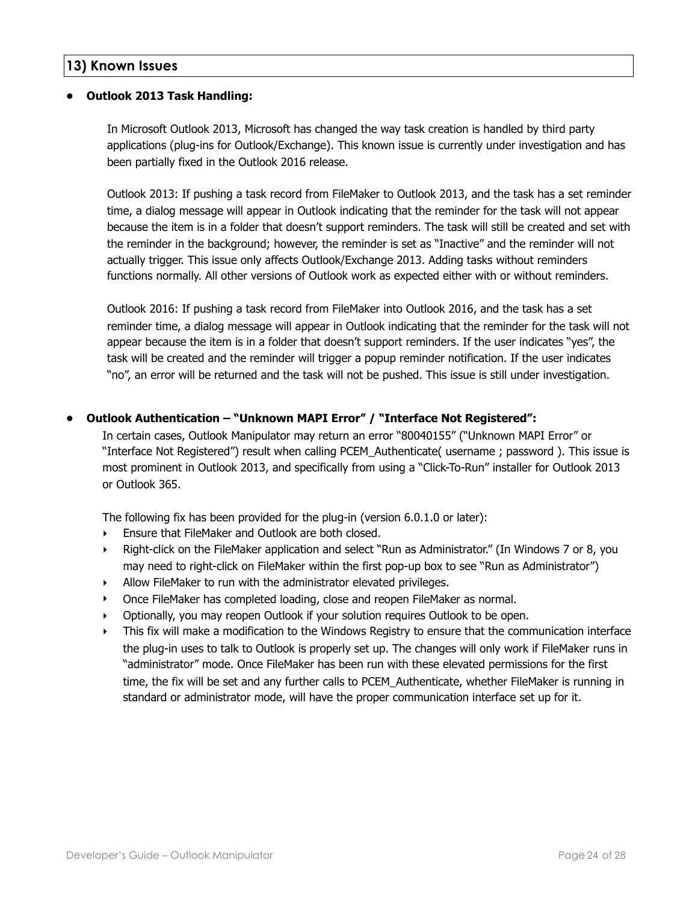## 13) Known Issues

- **Outlook 2013 Task Handling:**

  In Microsoft Outlook 2013, Microsoft has changed the way task creation is handled by third party applications (plug-ins for Outlook/Exchange). This known issue is currently under investigation and has been partially fixed in the Outlook 2016 release.

  Outlook 2013: If pushing a task record from FileMaker to Outlook 2013, and the task has a set reminder time, a dialog message will appear in Outlook indicating that the reminder for the task will not appear because the item is in a folder that doesn't support reminders. The task will still be created and set with the reminder in the background; however, the reminder is set as "Inactive" and the reminder will not actually trigger. This issue only affects Outlook/Exchange 2013. Adding tasks without reminders functions normally. All other versions of Outlook work as expected either with or without reminders.

  Outlook 2016: If pushing a task record from FileMaker into Outlook 2016, and the task has a set reminder time, a dialog message will appear in Outlook indicating that the reminder for the task will not appear because the item is in a folder that doesn't support reminders. If the user indicates "yes", the task will be created and the reminder will trigger a popup reminder notification. If the user indicates "no", an error will be returned and the task will not be pushed. This issue is still under investigation.

- **Outlook Authentication – "Unknown MAPI Error" / "Interface Not Registered":**

  In certain cases, Outlook Manipulator may return an error "80040155" ("Unknown MAPI Error" or "Interface Not Registered") result when calling PCEM_Authenticate( username ; password ). This issue is most prominent in Outlook 2013, and specifically from using a "Click-To-Run" installer for Outlook 2013 or Outlook 365.

  The following fix has been provided for the plug-in (version 6.0.1.0 or later):
  - Ensure that FileMaker and Outlook are both closed.
  - Right-click on the FileMaker application and select "Run as Administrator." (In Windows 7 or 8, you may need to right-click on FileMaker within the first pop-up box to see "Run as Administrator")
  - Allow FileMaker to run with the administrator elevated privileges.
  - Once FileMaker has completed loading, close and reopen FileMaker as normal.
  - Optionally, you may reopen Outlook if your solution requires Outlook to be open.
  - This fix will make a modification to the Windows Registry to ensure that the communication interface the plug-in uses to talk to Outlook is properly set up. The changes will only work if FileMaker runs in "administrator" mode. Once FileMaker has been run with these elevated permissions for the first time, the fix will be set and any further calls to PCEM_Authenticate, whether FileMaker is running in standard or administrator mode, will have the proper communication interface set up for it.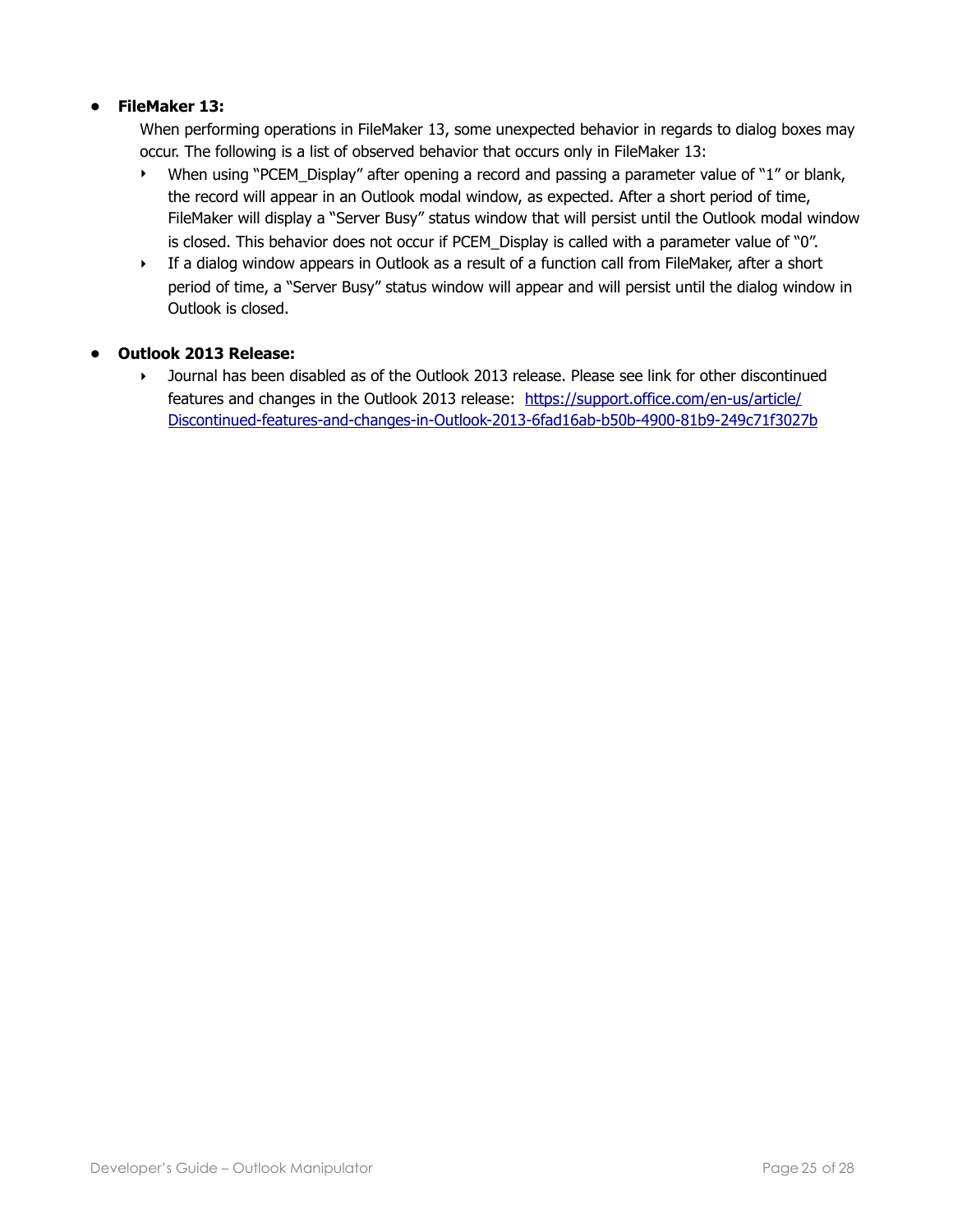- **FileMaker 13:**

  When performing operations in FileMaker 13, some unexpected behavior in regards to dialog boxes may occur. The following is a list of observed behavior that occurs only in FileMaker 13:

  - When using "PCEM_Display" after opening a record and passing a parameter value of "1" or blank, the record will appear in an Outlook modal window, as expected. After a short period of time, FileMaker will display a "Server Busy" status window that will persist until the Outlook modal window is closed. This behavior does not occur if PCEM_Display is called with a parameter value of "0".
  - If a dialog window appears in Outlook as a result of a function call from FileMaker, after a short period of time, a "Server Busy" status window will appear and will persist until the dialog window in Outlook is closed.

- **Outlook 2013 Release:**
  - Journal has been disabled as of the Outlook 2013 release. Please see link for other discontinued features and changes in the Outlook 2013 release: [https://support.office.com/en-us/article/Discontinued-features-and-changes-in-Outlook-2013-6fad16ab-b50b-4900-81b9-249c71f3027b](https://support.office.com/en-us/article/Discontinued-features-and-changes-in-Outlook-2013-6fad16ab-b50b-4900-81b9-249c71f3027b)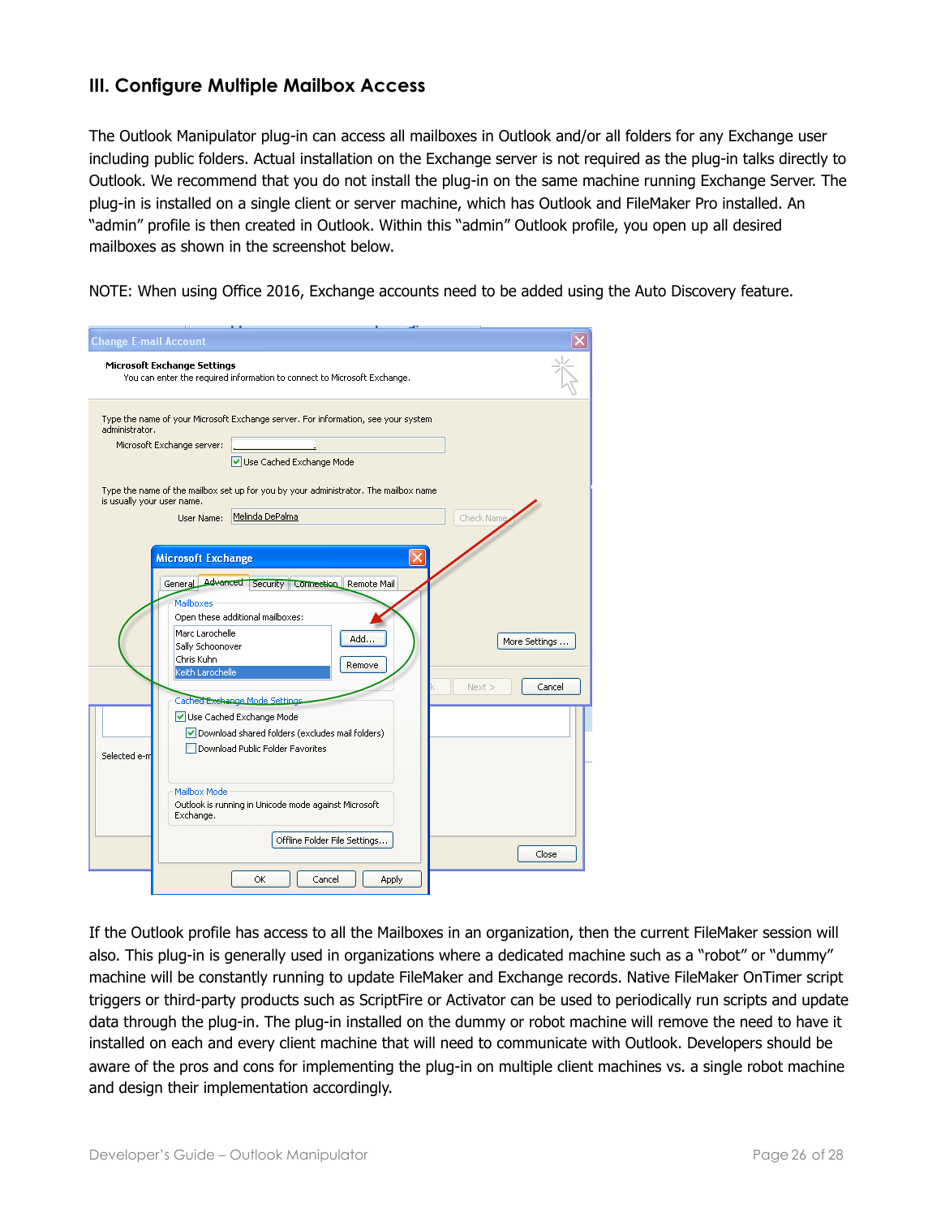### III. Configure Multiple Mailbox Access

The Outlook Manipulator plug-in can access all mailboxes in Outlook and/or all folders for any Exchange user including public folders. Actual installation on the Exchange server is not required as the plug-in talks directly to Outlook. We recommend that you do not install the plug-in on the same machine running Exchange Server. The plug-in is installed on a single client or server machine, which has Outlook and FileMaker Pro installed. An "admin" profile is then created in Outlook. Within this "admin" Outlook profile, you open up all desired mailboxes as shown in the screenshot below.

NOTE: When using Office 2016, Exchange accounts need to be added using the Auto Discovery feature.

If the Outlook profile has access to all the Mailboxes in an organization, then the current FileMaker session will also. This plug-in is generally used in organizations where a dedicated machine such as a "robot" or "dummy" machine will be constantly running to update FileMaker and Exchange records. Native FileMaker OnTimer script triggers or third-party products such as ScriptFire or Activator can be used to periodically run scripts and update data through the plug-in. The plug-in installed on the dummy or robot machine will remove the need to have it installed on each and every client machine that will need to communicate with Outlook. Developers should be aware of the pros and cons for implementing the plug-in on multiple client machines vs. a single robot machine and design their implementation accordingly.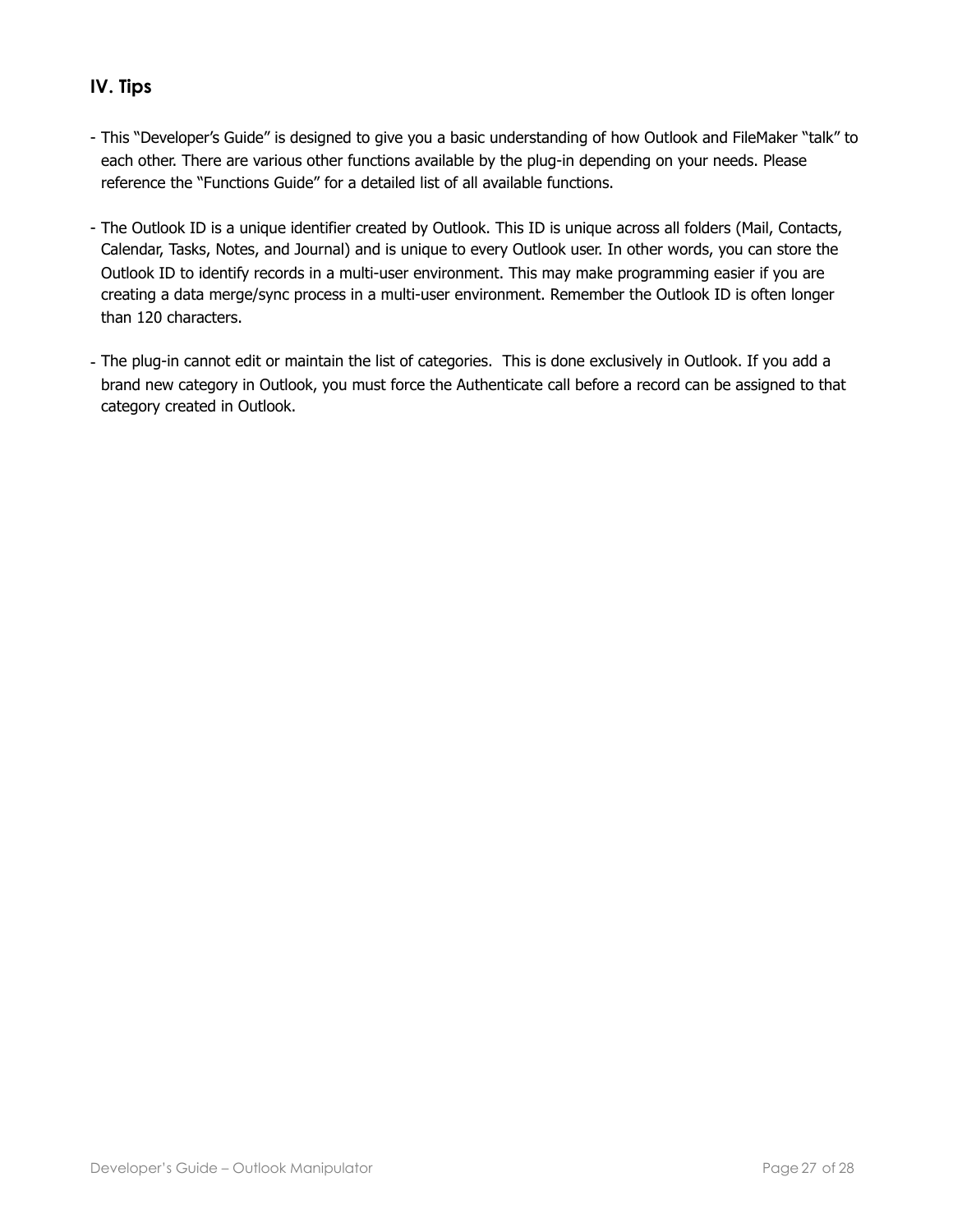## IV. Tips

- This "Developer's Guide" is designed to give you a basic understanding of how Outlook and FileMaker "talk" to each other. There are various other functions available by the plug-in depending on your needs. Please reference the "Functions Guide" for a detailed list of all available functions.

- The Outlook ID is a unique identifier created by Outlook. This ID is unique across all folders (Mail, Contacts, Calendar, Tasks, Notes, and Journal) and is unique to every Outlook user. In other words, you can store the Outlook ID to identify records in a multi-user environment. This may make programming easier if you are creating a data merge/sync process in a multi-user environment. Remember the Outlook ID is often longer than 120 characters.

- The plug-in cannot edit or maintain the list of categories. This is done exclusively in Outlook. If you add a brand new category in Outlook, you must force the Authenticate call before a record can be assigned to that category created in Outlook.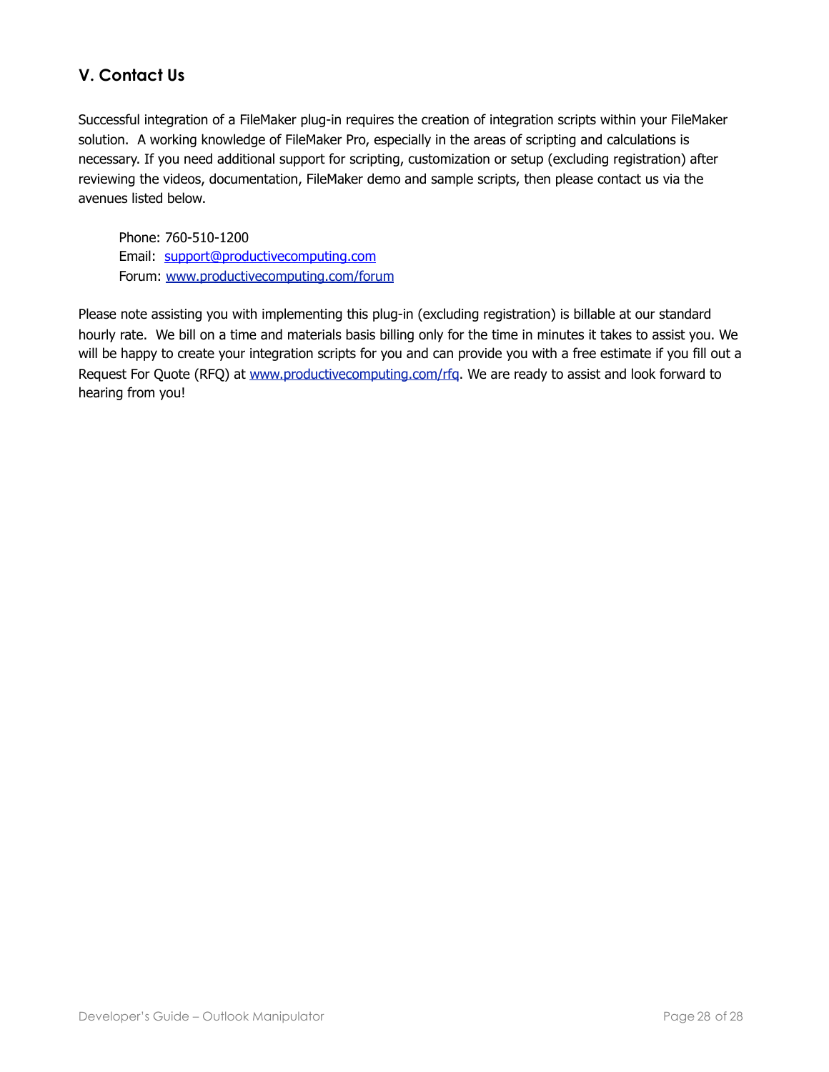## V. Contact Us

Successful integration of a FileMaker plug-in requires the creation of integration scripts within your FileMaker solution. A working knowledge of FileMaker Pro, especially in the areas of scripting and calculations is necessary. If you need additional support for scripting, customization or setup (excluding registration) after reviewing the videos, documentation, FileMaker demo and sample scripts, then please contact us via the avenues listed below.

Phone: 760-510-1200
Email: support@productivecomputing.com
Forum: www.productivecomputing.com/forum

Please note assisting you with implementing this plug-in (excluding registration) is billable at our standard hourly rate. We bill on a time and materials basis billing only for the time in minutes it takes to assist you. We will be happy to create your integration scripts for you and can provide you with a free estimate if you fill out a Request For Quote (RFQ) at www.productivecomputing.com/rfq. We are ready to assist and look forward to hearing from you!